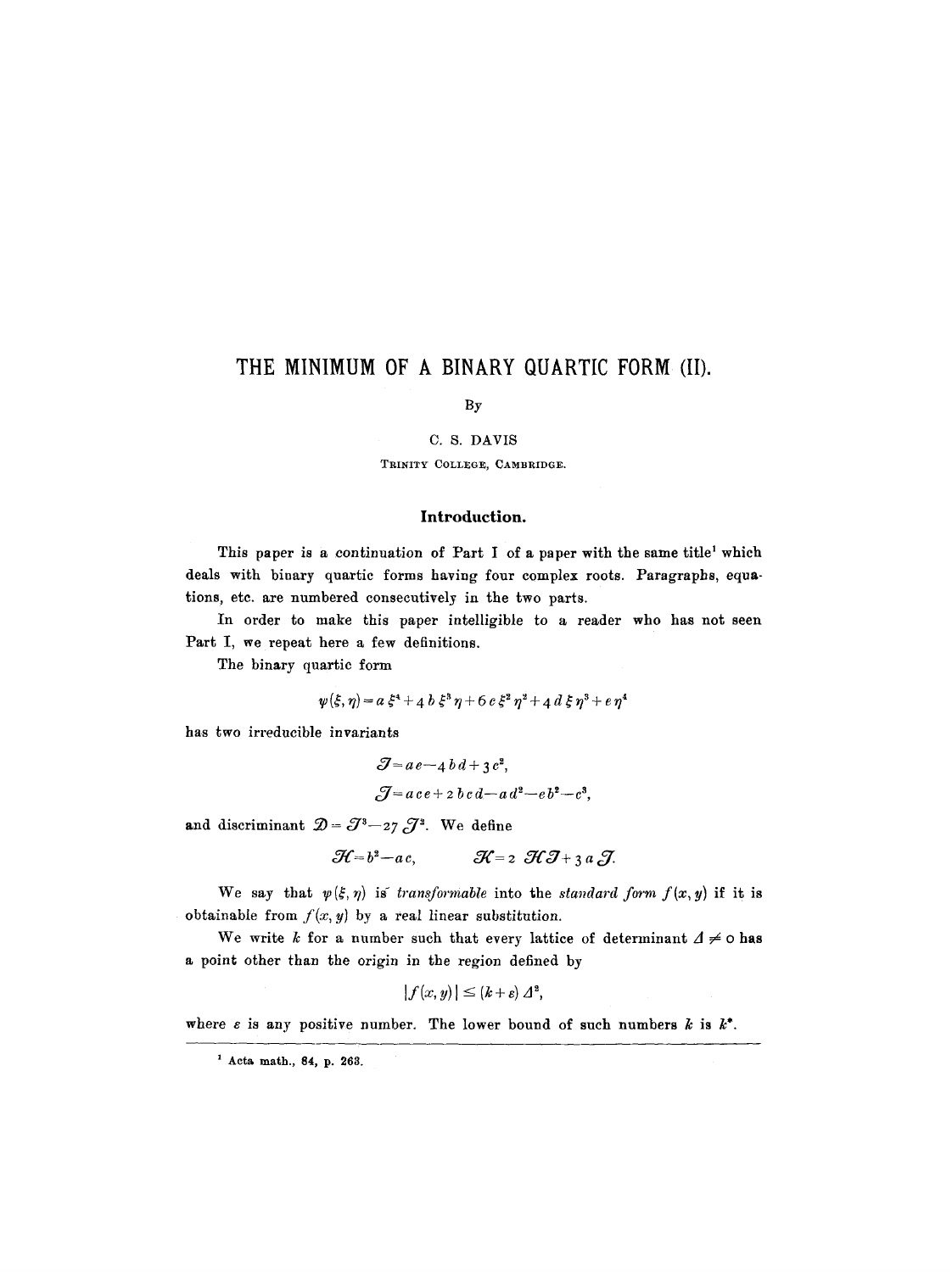# THE MINIMUM OF A BINARY QUARTIC FORM (II).

By

C. S. DAVIS

TRINITY COLLEGE, CAMBRIDGE.

## Introduction.

This paper is a continuation of Part I of a paper with the same title[1] which deals with binary quartic forms having four complex roots. Paragraphs, equations, etc. are numbered consecutively in the two parts.

In order to make this paper intelligible to a reader who has not seen Part I, we repeat here a few definitions.

The binary quartic form

$$\psi(\xi, \eta) = a\,\xi^4 + 4\,b\,\xi^3\,\eta + 6\,c\,\xi^2\,\eta^2 + 4\,d\,\xi\,\eta^3 + e\,\eta^4$$

has two irreducible invariants

$$\mathcal{I} = a\,e - 4\,b\,d + 3\,c^2,$$

$$\mathcal{J} = a\,c\,e + 2\,b\,c\,d - a\,d^2 - e\,b^2 - c^3,$$

and discriminant $\mathcal{D} = \mathcal{I}^3 - 27\,\mathcal{J}^2$. We define

$$\mathcal{H} = b^2 - a\,c, \qquad \mathcal{K} = 2\;\mathcal{H}\mathcal{I} + 3\,a\,\mathcal{J}.$$

We say that $\psi(\xi, \eta)$ is *transformable* into the *standard form* $f(x, y)$ if it is obtainable from $f(x, y)$ by a real linear substitution.

We write $k$ for a number such that every lattice of determinant $\Delta \neq 0$ has a point other than the origin in the region defined by

$$|f(x, y)| \leq (k + \varepsilon)\,\Delta^2,$$

where $\varepsilon$ is any positive number. The lower bound of such numbers $k$ is $k^*$.

---

[1] Acta math., 84, p. 263.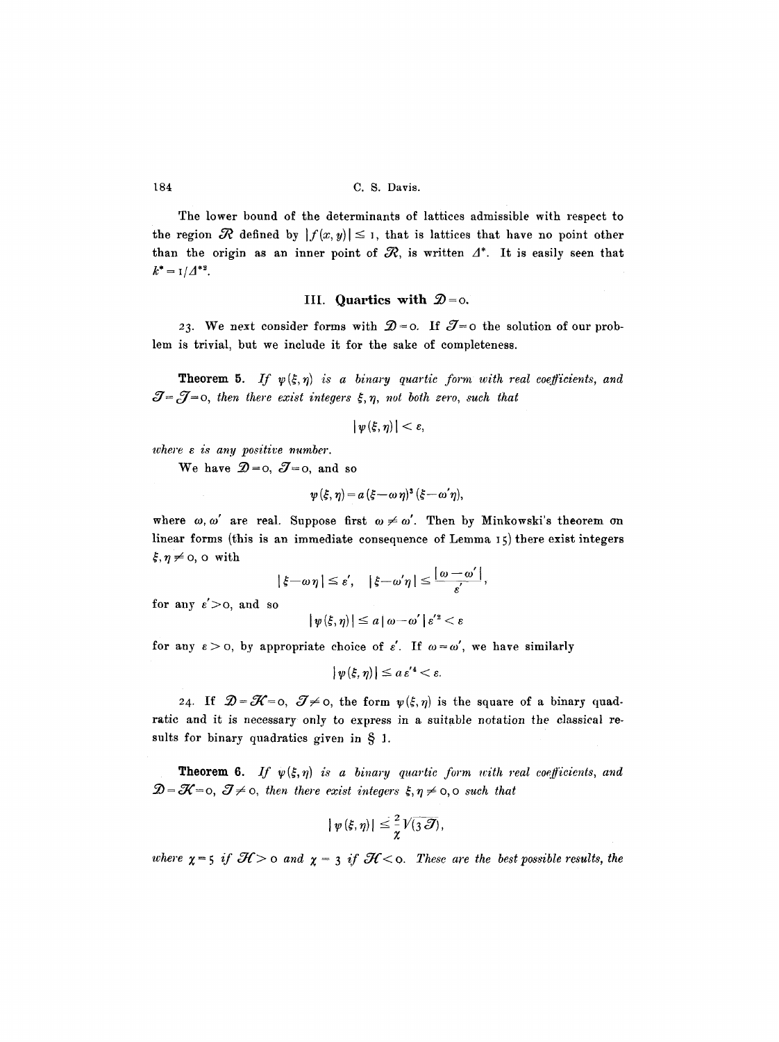The lower bound of the determinants of lattices admissible with respect to the region $\mathcal{R}$ defined by $|f(x, y)| \leq 1$, that is lattices that have no point other than the origin as an inner point of $\mathcal{R}$, is written $\Delta^*$. It is easily seen that $k^* = 1/\Delta^{*2}$.

## III. Quartics with $\mathcal{D} = 0$.

23. We next consider forms with $\mathcal{D} = 0$. If $\mathcal{I} = 0$ the solution of our problem is trivial, but we include it for the sake of completeness.

**Theorem 5.** *If $\psi(\xi, \eta)$ is a binary quartic form with real coefficients, and $\mathcal{I} = \mathcal{J} = 0$, then there exist integers $\xi, \eta$, not both zero, such that*

$$|\psi(\xi, \eta)| < \varepsilon,$$

*where $\varepsilon$ is any positive number.*

We have $\mathcal{D} = 0$, $\mathcal{I} = 0$, and so

$$\psi(\xi, \eta) = a(\xi - \omega\eta)^3 (\xi - \omega'\eta),$$

where $\omega, \omega'$ are real. Suppose first $\omega \neq \omega'$. Then by Minkowski's theorem on linear forms (this is an immediate consequence of Lemma 15) there exist integers $\xi, \eta \neq 0, 0$ with

$$|\xi - \omega\eta| \leq \varepsilon', \quad |\xi - \omega'\eta| \leq \frac{|\omega - \omega'|}{\varepsilon'},$$

for any $\varepsilon' > 0$, and so

$$|\psi(\xi, \eta)| \leq a|\omega - \omega'|\varepsilon'^2 < \varepsilon$$

for any $\varepsilon > 0$, by appropriate choice of $\varepsilon'$. If $\omega = \omega'$, we have similarly

$$|\psi(\xi, \eta)| \leq a\varepsilon'^4 < \varepsilon.$$

24. If $\mathcal{D} = \mathcal{H} = 0$, $\mathcal{I} \neq 0$, the form $\psi(\xi, \eta)$ is the square of a binary quadratic and it is necessary only to express in a suitable notation the classical results for binary quadratics given in § 1.

**Theorem 6.** *If $\psi(\xi, \eta)$ is a binary quartic form with real coefficients, and $\mathcal{D} = \mathcal{H} = 0$, $\mathcal{I} \neq 0$, then there exist integers $\xi, \eta \neq 0, 0$ such that*

$$|\psi(\xi, \eta)| \leq \frac{2}{\chi}\sqrt{(3\mathcal{I})},$$

*where $\chi = 5$ if $\mathcal{H} > 0$ and $\chi = 3$ if $\mathcal{H} < 0$. These are the best possible results, the*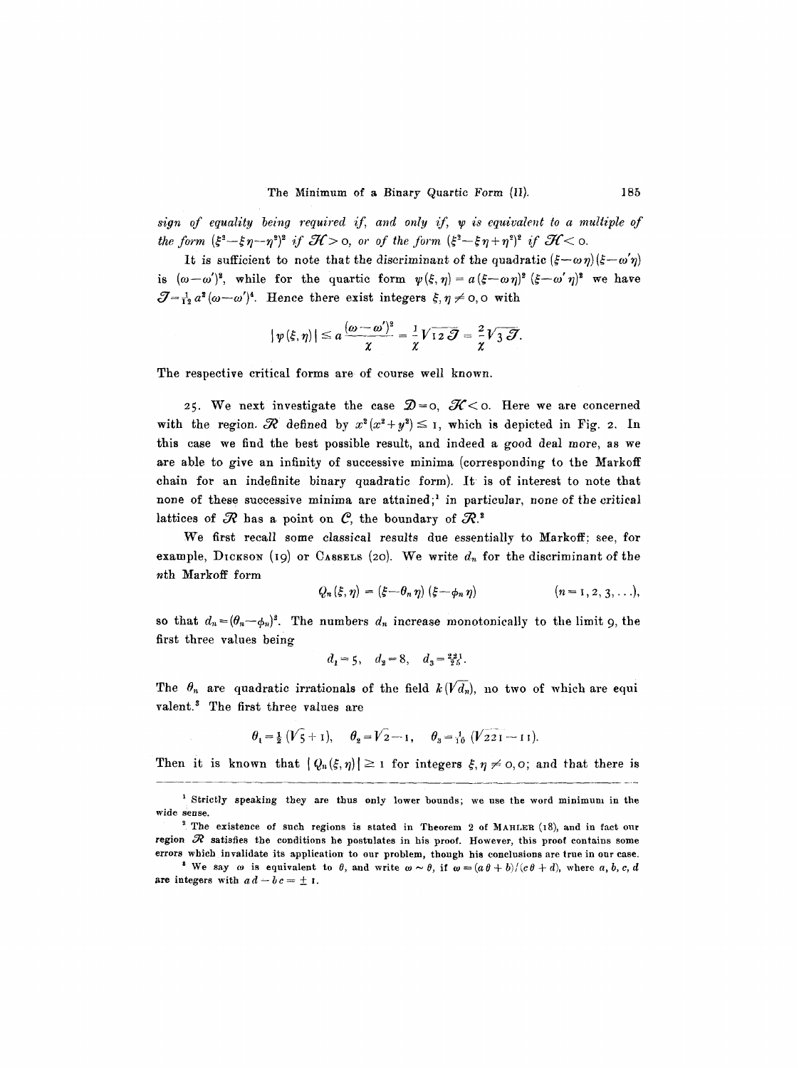*sign of equality being required if, and only if, $\varphi$ is equivalent to a multiple of the form $(\xi^2-\xi\eta-\eta^2)^2$ if $\mathcal{H}>0$, or of the form $(\xi^2-\xi\eta+\eta^2)^2$ if $\mathcal{H}<0$.*

It is sufficient to note that the discriminant of the quadratic $(\xi-\omega\eta)(\xi-\omega'\eta)$ is $(\omega-\omega')^2$, while for the quartic form $\varphi(\xi,\eta)=a(\xi-\omega\eta)^2(\xi-\omega'\eta)^2$ we have $\mathcal{J}=\frac{1}{12}a^2(\omega-\omega')^4$. Hence there exist integers $\xi,\eta\neq 0,0$ with

$$|\varphi(\xi,\eta)|\leq a\frac{(\omega-\omega')^2}{\chi}=\frac{1}{\chi}\sqrt{12\mathcal{J}}=\frac{2}{\chi}\sqrt{3\mathcal{J}}.$$

The respective critical forms are of course well known.

25. We next investigate the case $\mathcal{D}=0$, $\mathcal{H}<0$. Here we are concerned with the region $\mathcal{R}$ defined by $x^2(x^2+y^2)\leq 1$, which is depicted in Fig. 2. In this case we find the best possible result, and indeed a good deal more, as we are able to give an infinity of successive minima (corresponding to the Markoff chain for an indefinite binary quadratic form). It is of interest to note that none of these successive minima are attained;[1] in particular, none of the critical lattices of $\mathcal{R}$ has a point on $\mathcal{C}$, the boundary of $\mathcal{R}$.[2]

We first recall some classical results due essentially to Markoff; see, for example, Dickson (19) or Cassels (20). We write $d_n$ for the discriminant of the $n$th Markoff form

$$Q_n(\xi,\eta)=(\xi-\theta_n\eta)(\xi-\phi_n\eta)\qquad (n=1,2,3,\ldots),$$

so that $d_n=(\theta_n-\phi_n)^2$. The numbers $d_n$ increase monotonically to the limit 9, the first three values being

$$d_1=5,\quad d_2=8,\quad d_3=\tfrac{221}{25}.$$

The $\theta_n$ are quadratic irrationals of the field $k(\sqrt{d_n})$, no two of which are equivalent.[3] The first three values are

$$\theta_1=\tfrac{1}{2}(\sqrt{5}+1),\quad \theta_2=\sqrt{2}-1,\quad \theta_3=\tfrac{1}{10}(\sqrt{221}-11).$$

Then it is known that $|Q_n(\xi,\eta)|\geq 1$ for integers $\xi,\eta\neq 0,0$; and that there is

---

[1] Strictly speaking they are thus only lower bounds; we use the word minimum in the wide sense.

[2] The existence of such regions is stated in Theorem 2 of Mahler (18), and in fact our region $\mathcal{R}$ satisfies the conditions he postulates in his proof. However, this proof contains some errors which invalidate its application to our problem, though his conclusions are true in our case.

[3] We say $\omega$ is equivalent to $\theta$, and write $\omega\sim\theta$, if $\omega=(a\theta+b)/(c\theta+d)$, where $a,b,c,d$ are integers with $ad-bc=\pm 1$.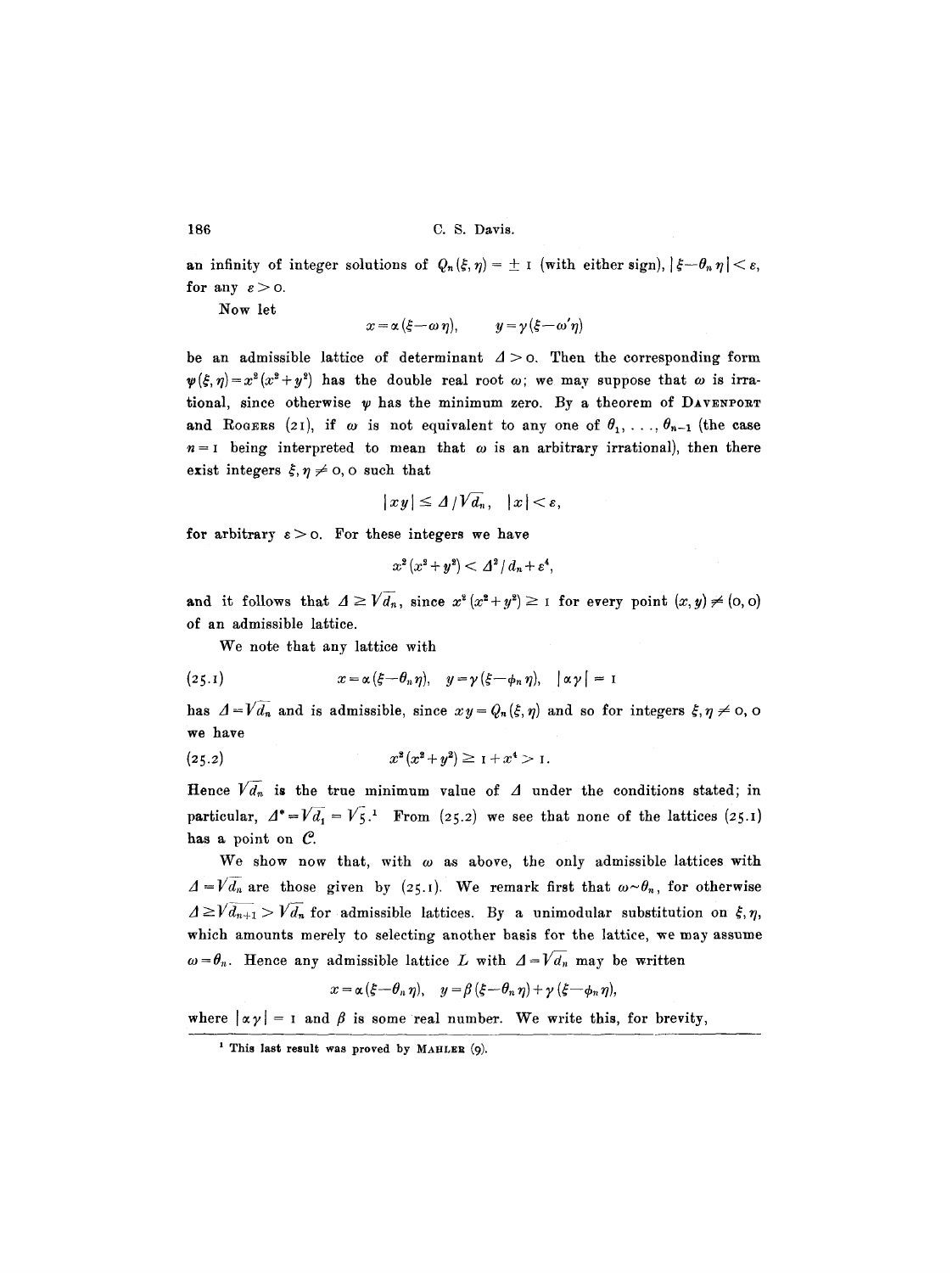an infinity of integer solutions of $Q_n(\xi, \eta) = \pm 1$ (with either sign), $|\xi - \theta_n \eta| < \varepsilon$, for any $\varepsilon > 0$.

Now let

$$x = \alpha(\xi - \omega \eta), \qquad y = \gamma(\xi - \omega' \eta)$$

be an admissible lattice of determinant $\Delta > 0$. Then the corresponding form $\psi(\xi, \eta) = x^2(x^2 + y^2)$ has the double real root $\omega$; we may suppose that $\omega$ is irrational, since otherwise $\psi$ has the minimum zero. By a theorem of DAVENPORT and ROGERS (21), if $\omega$ is not equivalent to any one of $\theta_1, \ldots, \theta_{n-1}$ (the case $n = 1$ being interpreted to mean that $\omega$ is an arbitrary irrational), then there exist integers $\xi, \eta \neq 0, 0$ such that

$$|xy| \leq \Delta / \sqrt{d_n}, \quad |x| < \varepsilon,$$

for arbitrary $\varepsilon > 0$. For these integers we have

$$x^2(x^2 + y^2) < \Delta^2 / d_n + \varepsilon^4,$$

and it follows that $\Delta \geq \sqrt{d_n}$, since $x^2(x^2 + y^2) \geq 1$ for every point $(x, y) \neq (0, 0)$ of an admissible lattice.

We note that any lattice with

$$x = \alpha(\xi - \theta_n \eta), \quad y = \gamma(\xi - \phi_n \eta), \quad |\alpha\gamma| = 1 \tag{25.1}$$

has $\Delta = \sqrt{d_n}$ and is admissible, since $xy = Q_n(\xi, \eta)$ and so for integers $\xi, \eta \neq 0, 0$ we have

$$x^2(x^2 + y^2) \geq 1 + x^4 > 1. \tag{25.2}$$

Hence $\sqrt{d_n}$ is the true minimum value of $\Delta$ under the conditions stated; in particular, $\Delta^* = \sqrt{d_1} = \sqrt{5}$.[1] From (25.2) we see that none of the lattices (25.1) has a point on $\mathcal{C}$.

We show now that, with $\omega$ as above, the only admissible lattices with $\Delta = \sqrt{d_n}$ are those given by (25.1). We remark first that $\omega \sim \theta_n$, for otherwise $\Delta \geq \sqrt{d_{n+1}} > \sqrt{d_n}$ for admissible lattices. By a unimodular substitution on $\xi, \eta$, which amounts merely to selecting another basis for the lattice, we may assume $\omega = \theta_n$. Hence any admissible lattice $L$ with $\Delta = \sqrt{d_n}$ may be written

$$x = \alpha(\xi - \theta_n \eta), \quad y = \beta(\xi - \theta_n \eta) + \gamma(\xi - \phi_n \eta),$$

where $|\alpha\gamma| = 1$ and $\beta$ is some real number. We write this, for brevity,

---

[1] This last result was proved by MAHLER (9).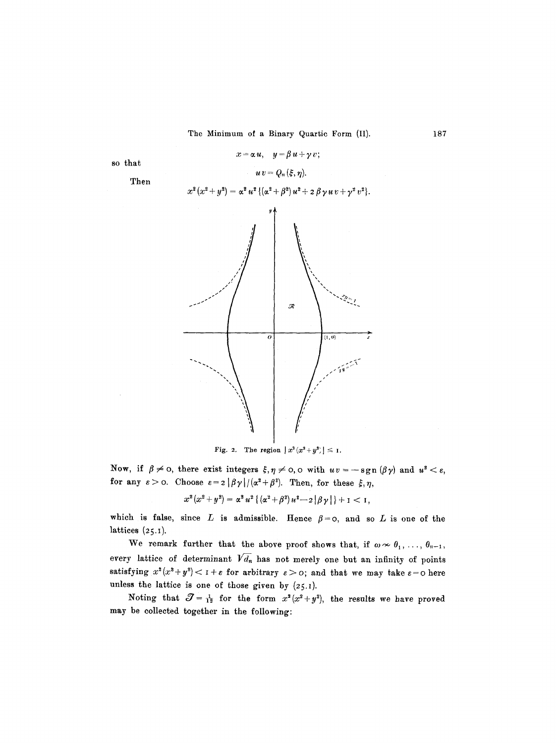$$x = \alpha u, \quad y = \beta u + \gamma v;$$

so that

$$u v = Q_n(\xi, \eta).$$

Then

$$x^2(x^2+y^2) = \alpha^2 u^2 \{(\alpha^2+\beta^2) u^2 + 2\beta\gamma u v + \gamma^2 v^2\}.$$

Fig. 2. The region $|x^2(x^2+y^2)| \leq 1$.

Now, if $\beta \neq 0$, there exist integers $\xi, \eta \neq 0, 0$ with $uv = -\operatorname{sgn}(\beta\gamma)$ and $u^2 < \varepsilon$, for any $\varepsilon > 0$. Choose $\varepsilon = 2|\beta\gamma|/(\alpha^2+\beta^2)$. Then, for these $\xi, \eta$,

$$x^2(x^2+y^2) = \alpha^2 u^2 \{(\alpha^2+\beta^2) u^2 - 2|\beta\gamma|\} + 1 < 1,$$

which is false, since $L$ is admissible. Hence $\beta = 0$, and so $L$ is one of the lattices (25.1).

We remark further that the above proof shows that, if $\omega \sim \theta_1, \ldots, \theta_{n-1}$, every lattice of determinant $\sqrt{d_n}$ has not merely one but an infinity of points satisfying $x^2(x^2+y^2) < 1+\varepsilon$ for arbitrary $\varepsilon > 0$; and that we may take $\varepsilon = 0$ here unless the lattice is one of those given by (25.1).

Noting that $\mathcal{J} = \frac{1}{12}$ for the form $x^2(x^2+y^2)$, the results we have proved may be collected together in the following: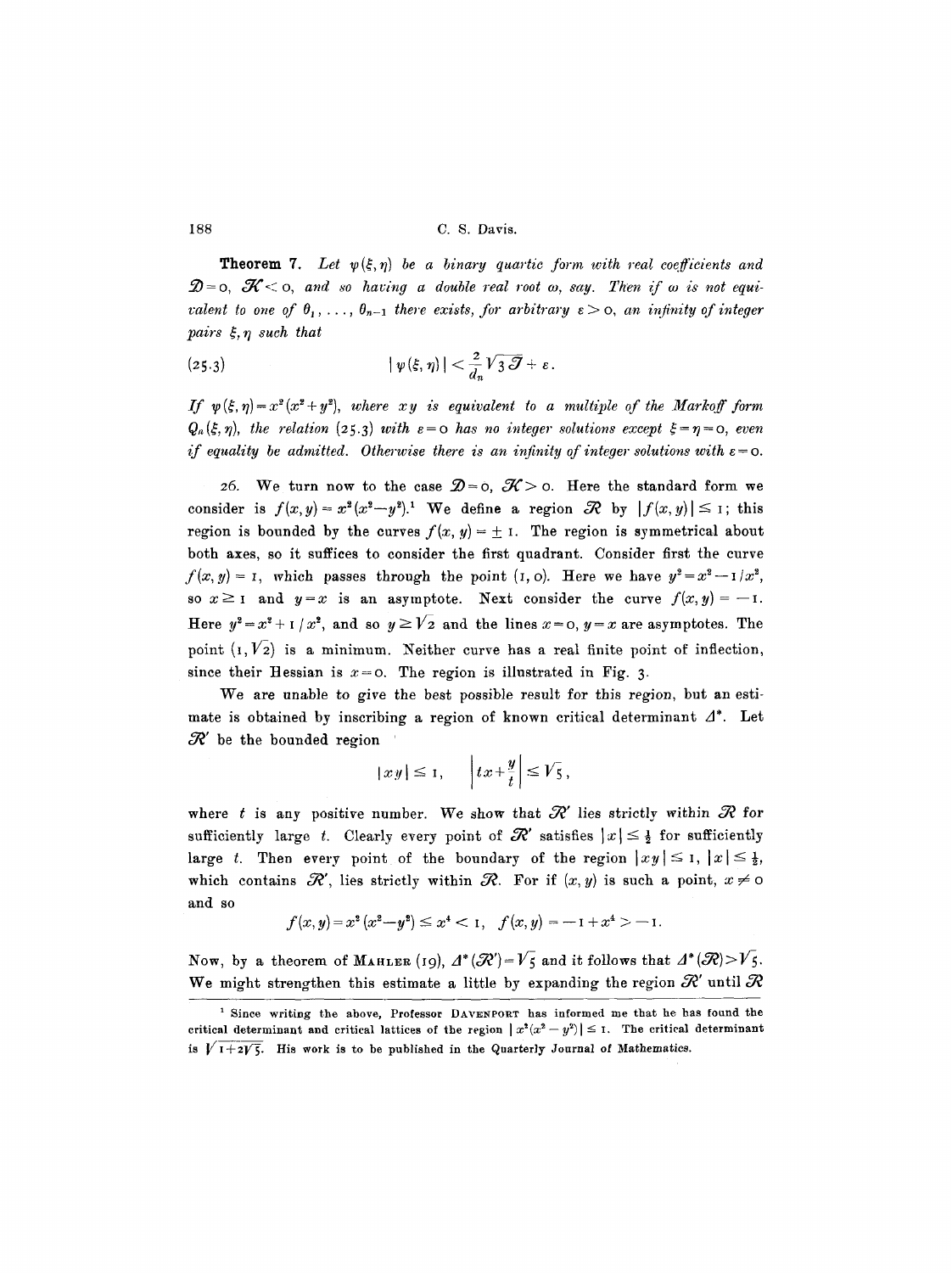**Theorem 7.** *Let $\psi(\xi, \eta)$ be a binary quartic form with real coefficients and $\mathcal{D} = 0$, $\mathcal{K} < 0$, and so having a double real root $\omega$, say. Then if $\omega$ is not equivalent to one of $\theta_1, \ldots, \theta_{n-1}$ there exists, for arbitrary $\varepsilon > 0$, an infinity of integer pairs $\xi, \eta$ such that*

$$|\psi(\xi, \eta)| < \frac{2}{d_n}\sqrt{3\mathcal{J}} + \varepsilon. \tag{25.3}$$

*If $\psi(\xi, \eta) = x^2(x^2 + y^2)$, where $xy$ is equivalent to a multiple of the Markoff form $Q_n(\xi, \eta)$, the relation (25.3) with $\varepsilon = 0$ has no integer solutions except $\xi = \eta = 0$, even if equality be admitted. Otherwise there is an infinity of integer solutions with $\varepsilon = 0$.*

26. We turn now to the case $\mathcal{D} = 0$, $\mathcal{K} > 0$. Here the standard form we consider is $f(x, y) = x^2(x^2 - y^2)$.[1] We define a region $\mathcal{R}$ by $|f(x, y)| \leq 1$; this region is bounded by the curves $f(x, y) = \pm 1$. The region is symmetrical about both axes, so it suffices to consider the first quadrant. Consider first the curve $f(x, y) = 1$, which passes through the point $(1, 0)$. Here we have $y^2 = x^2 - 1/x^2$, so $x \geq 1$ and $y = x$ is an asymptote. Next consider the curve $f(x, y) = -1$. Here $y^2 = x^2 + 1/x^2$, and so $y \geq \sqrt{2}$ and the lines $x = 0$, $y = x$ are asymptotes. The point $(1, \sqrt{2})$ is a minimum. Neither curve has a real finite point of inflection, since their Hessian is $x = 0$. The region is illustrated in Fig. 3.

We are unable to give the best possible result for this region, but an estimate is obtained by inscribing a region of known critical determinant $\Delta^*$. Let $\mathcal{R}'$ be the bounded region

$$|xy| \leq 1, \qquad \left|tx + \frac{y}{t}\right| \leq \sqrt{5},$$

where $t$ is any positive number. We show that $\mathcal{R}'$ lies strictly within $\mathcal{R}$ for sufficiently large $t$. Clearly every point of $\mathcal{R}'$ satisfies $|x| \leq \frac{1}{2}$ for sufficiently large $t$. Then every point of the boundary of the region $|xy| \leq 1$, $|x| \leq \frac{1}{2}$, which contains $\mathcal{R}'$, lies strictly within $\mathcal{R}$. For if $(x, y)$ is such a point, $x \neq 0$ and so

$$f(x, y) = x^2(x^2 - y^2) \leq x^4 < 1, \quad f(x, y) = -1 + x^4 > -1.$$

Now, by a theorem of MAHLER (19), $\Delta^*(\mathcal{R}') = \sqrt{5}$ and it follows that $\Delta^*(\mathcal{R}) > \sqrt{5}$. We might strengthen this estimate a little by expanding the region $\mathcal{R}'$ until $\mathcal{R}$

---

[1] Since writing the above, Professor DAVENPORT has informed me that he has found the critical determinant and critical lattices of the region $|x^2(x^2 - y^2)| \leq 1$. The critical determinant is $\sqrt{1 + 2\sqrt{5}}$. His work is to be published in the Quarterly Journal of Mathematics.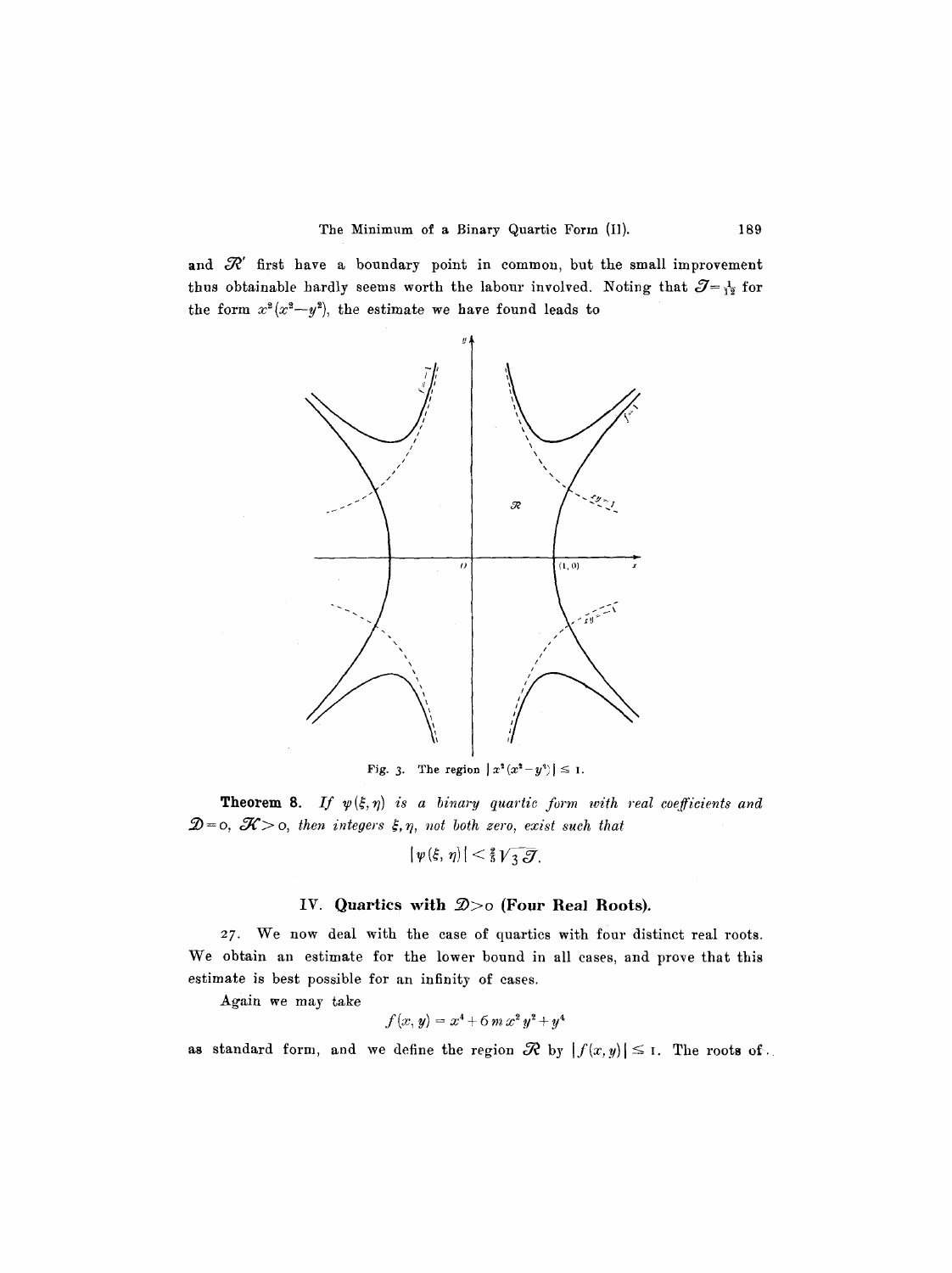and $\mathcal{R}'$ first have a boundary point in common, but the small improvement thus obtainable hardly seems worth the labour involved. Noting that $\mathcal{J} = \frac{1}{12}$ for the form $x^2(x^2 - y^2)$, the estimate we have found leads to

Fig. 3. The region $|x^2(x^2 - y^2)| \leq 1$.

**Theorem 8.** *If $\psi(\xi, \eta)$ is a binary quartic form with real coefficients and $\mathcal{D} = 0$, $\mathcal{K} > 0$, then integers $\xi, \eta$, not both zero, exist such that*

$$|\psi(\xi, \eta)| < \tfrac{2}{5}\sqrt{3\mathcal{J}}.$$

## IV. Quartics with $\mathcal{D} > 0$ (Four Real Roots).

27. We now deal with the case of quartics with four distinct real roots. We obtain an estimate for the lower bound in all cases, and prove that this estimate is best possible for an infinity of cases.

Again we may take

$$f(x, y) = x^4 + 6mx^2y^2 + y^4$$

as standard form, and we define the region $\mathcal{R}$ by $|f(x, y)| \leq 1$. The roots of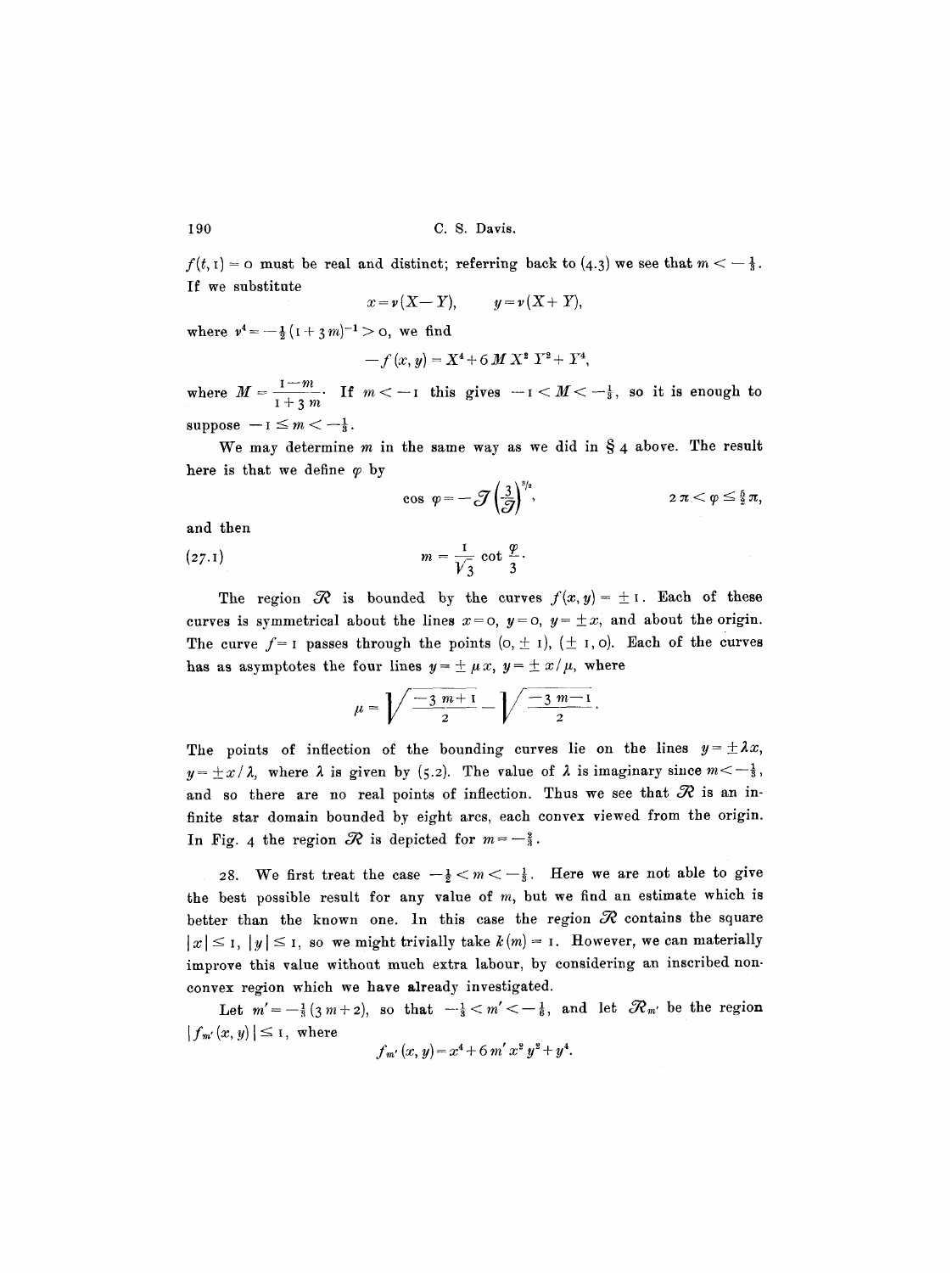$f(t, 1) = 0$ must be real and distinct; referring back to (4.3) we see that $m < -\frac{1}{3}$. If we substitute

$$x = \nu(X - Y), \qquad y = \nu(X + Y),$$

where $\nu^4 = -\frac{1}{2}(1 + 3m)^{-1} > 0$, we find

$$-f(x, y) = X^4 + 6 M X^2 Y^2 + Y^4,$$

where $M = \dfrac{1 - m}{1 + 3m}$. If $m < -1$ this gives $-1 < M < -\frac{1}{3}$, so it is enough to suppose $-1 \leq m < -\frac{1}{3}$.

We may determine $m$ in the same way as we did in § 4 above. The result here is that we define $\varphi$ by

$$\cos \varphi = -\mathcal{J}\left(\frac{3}{\mathcal{J}}\right)^{3/2}, \qquad 2\pi < \varphi \leq \tfrac{5}{2}\pi,$$

and then

$$m = \frac{1}{\sqrt{3}} \cot \frac{\varphi}{3}. \tag{27.1}$$

The region $\mathcal{R}$ is bounded by the curves $f(x, y) = \pm 1$. Each of these curves is symmetrical about the lines $x = 0$, $y = 0$, $y = \pm x$, and about the origin. The curve $f = 1$ passes through the points $(0, \pm 1)$, $(\pm 1, 0)$. Each of the curves has as asymptotes the four lines $y = \pm \mu x$, $y = \pm x / \mu$, where

$$\mu = \sqrt{\frac{-3m + 1}{2}} - \sqrt{\frac{-3m - 1}{2}}.$$

The points of inflection of the bounding curves lie on the lines $y = \pm \lambda x$, $y = \pm x / \lambda$, where $\lambda$ is given by (5.2). The value of $\lambda$ is imaginary since $m < -\frac{1}{3}$, and so there are no real points of inflection. Thus we see that $\mathcal{R}$ is an infinite star domain bounded by eight arcs, each convex viewed from the origin. In Fig. 4 the region $\mathcal{R}$ is depicted for $m = -\frac{2}{3}$.

28. We first treat the case $-\frac{1}{2} < m < -\frac{1}{3}$. Here we are not able to give the best possible result for any value of $m$, but we find an estimate which is better than the known one. In this case the region $\mathcal{R}$ contains the square $|x| \leq 1$, $|y| \leq 1$, so we might trivially take $k(m) = 1$. However, we can materially improve this value without much extra labour, by considering an inscribed non-convex region which we have already investigated.

Let $m' = -\frac{1}{3}(3m + 2)$, so that $-\frac{1}{3} < m' < -\frac{1}{6}$, and let $\mathcal{R}_{m'}$ be the region $|f_{m'}(x, y)| \leq 1$, where

$$f_{m'}(x, y) = x^4 + 6 m' x^2 y^2 + y^4.$$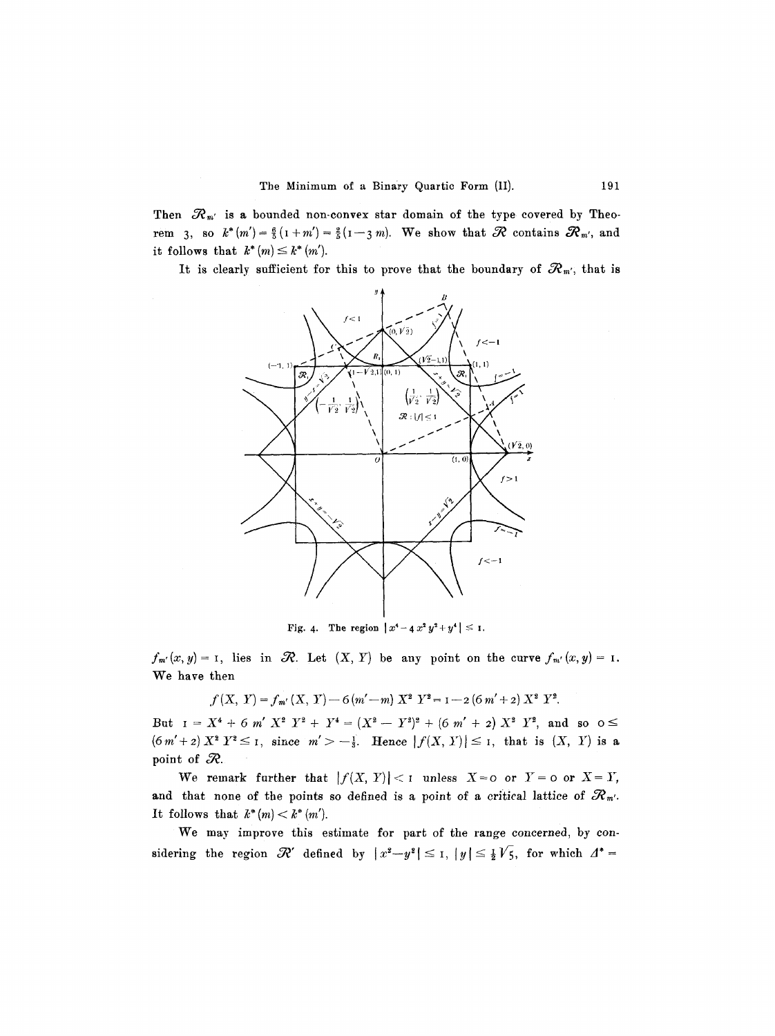Then $\mathcal{R}_{m'}$ is a bounded non-convex star domain of the type covered by Theorem 3, so $k^*(m') = \frac{6}{5}(1 + m') = \frac{2}{5}(1 - 3m)$. We show that $\mathcal{R}$ contains $\mathcal{R}_{m'}$, and it follows that $k^*(m) \leq k^*(m')$.

It is clearly sufficient for this to prove that the boundary of $\mathcal{R}_{m'}$, that is

Fig. 4. The region $|x^4 - 4x^2y^2 + y^4| \leq 1$.

$f_{m'}(x, y) = 1$, lies in $\mathcal{R}$. Let $(X, Y)$ be any point on the curve $f_{m'}(x, y) = 1$. We have then

$$f(X, Y) = f_{m'}(X, Y) - 6(m' - m) X^2 Y^2 = 1 - 2(6m' + 2) X^2 Y^2.$$

But $1 = X^4 + 6m' X^2 Y^2 + Y^4 = (X^2 - Y^2)^2 + (6m' + 2) X^2 Y^2$, and so $0 \leq (6m' + 2) X^2 Y^2 \leq 1$, since $m' > -\frac{1}{3}$. Hence $|f(X, Y)| \leq 1$, that is $(X, Y)$ is a point of $\mathcal{R}$.

We remark further that $|f(X, Y)| < 1$ unless $X = 0$ or $Y = 0$ or $X = Y$, and that none of the points so defined is a point of a critical lattice of $\mathcal{R}_{m'}$. It follows that $k^*(m) < k^*(m')$.

We may improve this estimate for part of the range concerned, by considering the region $\mathcal{R}'$ defined by $|x^2 - y^2| \leq 1$, $|y| \leq \frac{1}{2}\sqrt{5}$, for which $\Delta^* =$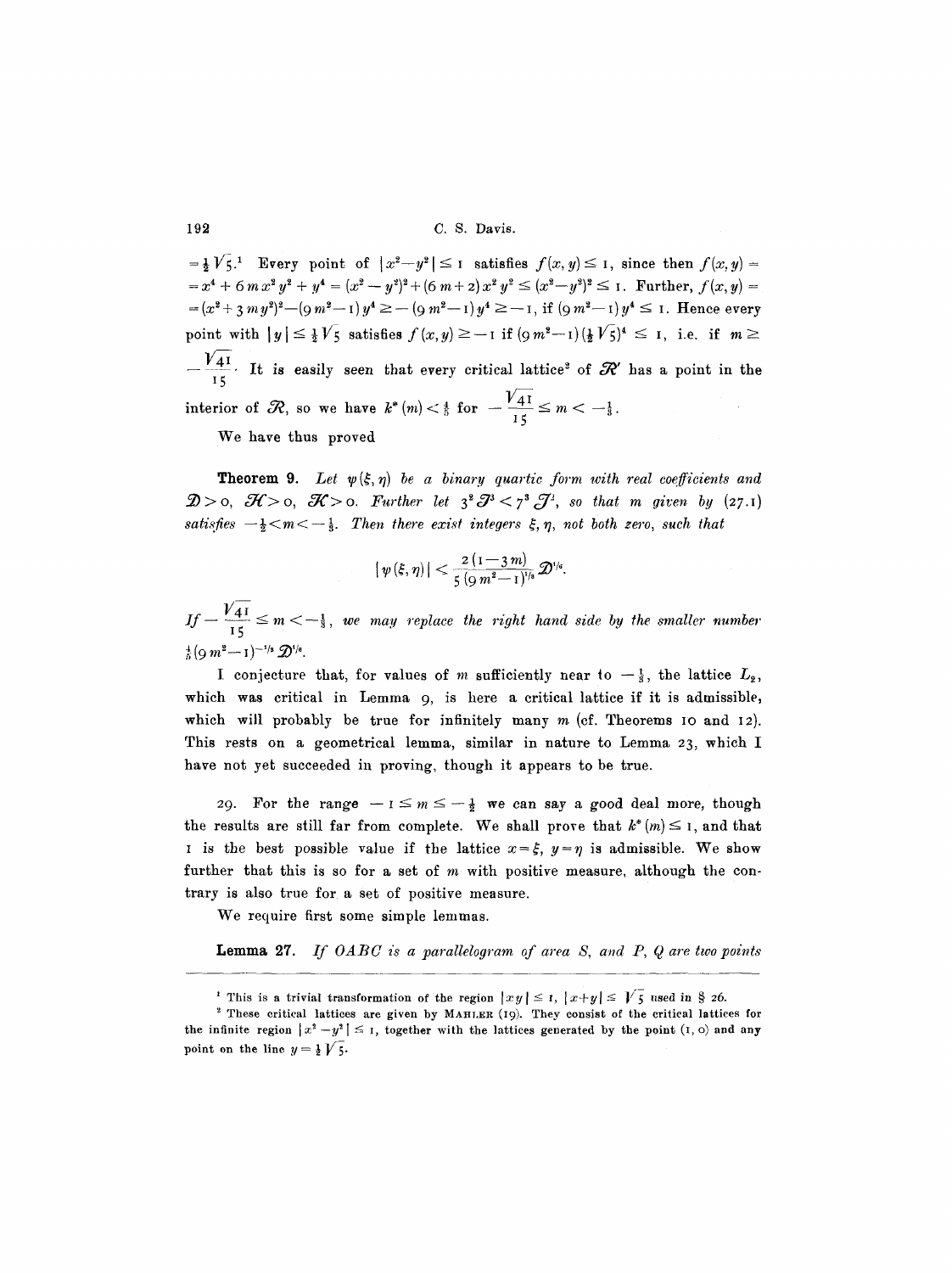$= \frac{1}{2}\sqrt{5}$.[1] Every point of $|x^2 - y^2| \leq 1$ satisfies $f(x, y) \leq 1$, since then $f(x, y) = x^4 + 6mx^2y^2 + y^4 = (x^2 - y^2)^2 + (6m + 2)x^2y^2 \leq (x^2 - y^2)^2 \leq 1$. Further, $f(x, y) = (x^2 + 3my^2)^2 - (9m^2 - 1)y^4 \geq -(9m^2 - 1)y^4 \geq -1$, if $(9m^2 - 1)y^4 \leq 1$. Hence every point with $|y| \leq \frac{1}{2}\sqrt{5}$ satisfies $f(x, y) \geq -1$ if $(9m^2 - 1)(\frac{1}{2}\sqrt{5})^4 \leq 1$, i.e. if $m \geq -\frac{\sqrt{41}}{15}$. It is easily seen that every critical lattice[2] of $\mathcal{R}'$ has a point in the interior of $\mathcal{R}$, so we have $k^*(m) < \frac{4}{5}$ for $-\frac{\sqrt{41}}{15} \leq m < -\frac{1}{3}$.

We have thus proved

**Theorem 9.** *Let $\psi(\xi, \eta)$ be a binary quartic form with real coefficients and $\mathcal{D} > 0$, $\mathcal{H} > 0$, $\mathcal{K} > 0$. Further let $3^2 \mathcal{J}^3 < 7^3 \mathcal{J}^2$, so that $m$ given by (27.1) satisfies $-\frac{1}{2} < m < -\frac{1}{3}$. Then there exist integers $\xi, \eta$, not both zero, such that*

$$|\psi(\xi, \eta)| < \frac{2(1 - 3m)}{5(9m^2 - 1)^{1/2}} \mathcal{D}^{1/6}.$$

*If $-\frac{\sqrt{41}}{15} \leq m < -\frac{1}{3}$, we may replace the right hand side by the smaller number $\frac{4}{5}(9m^2 - 1)^{-1/6} \mathcal{D}^{1/6}$.*

I conjecture that, for values of $m$ sufficiently near to $-\frac{1}{3}$, the lattice $L_2$, which was critical in Lemma 9, is here a critical lattice if it is admissible, which will probably be true for infinitely many $m$ (cf. Theorems 10 and 12). This rests on a geometrical lemma, similar in nature to Lemma 23, which I have not yet succeeded in proving, though it appears to be true.

29. For the range $-1 \leq m \leq -\frac{1}{2}$ we can say a good deal more, though the results are still far from complete. We shall prove that $k^*(m) \leq 1$, and that 1 is the best possible value if the lattice $x = \xi$, $y = \eta$ is admissible. We show further that this is so for a set of $m$ with positive measure, although the contrary is also true for a set of positive measure.

We require first some simple lemmas.

**Lemma 27.** *If $OABC$ is a parallelogram of area $S$, and $P$, $Q$ are two points*

---

[1] This is a trivial transformation of the region $|xy| \leq 1$, $|x+y| \leq \sqrt{5}$ used in § 26.

[2] These critical lattices are given by MAHLER (19). They consist of the critical lattices for the infinite region $|x^2 - y^2| \leq 1$, together with the lattices generated by the point $(1, 0)$ and any point on the line $y = \frac{1}{2}\sqrt{5}$.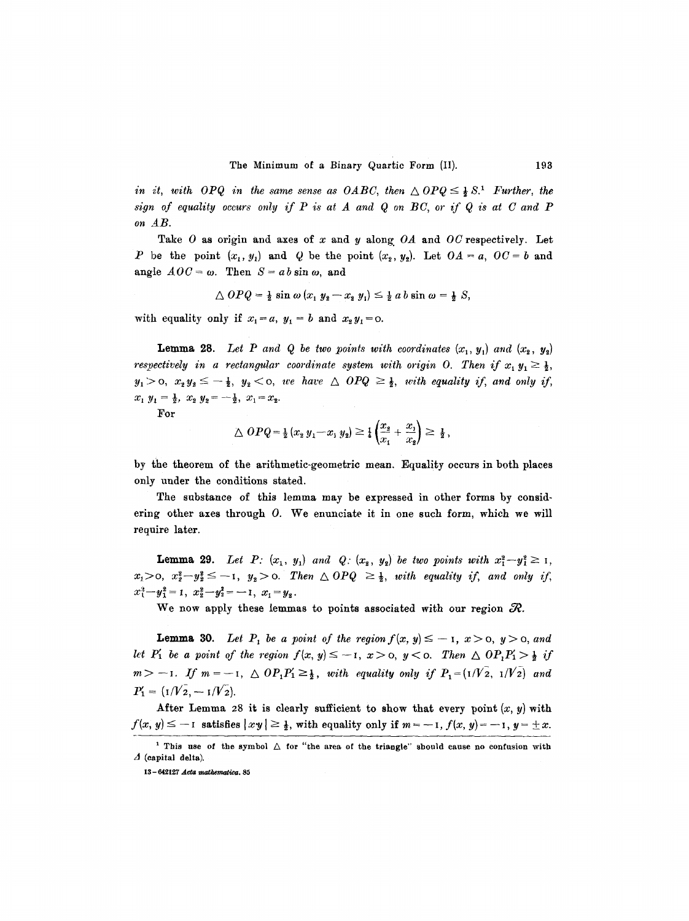*in it, with OPQ in the same sense as OABC, then* $\triangle\, OPQ \leq \frac{1}{2} S$.[1] *Further, the sign of equality occurs only if P is at A and Q on BC, or if Q is at C and P on AB.*

Take $O$ as origin and axes of $x$ and $y$ along $OA$ and $OC$ respectively. Let $P$ be the point $(x_1, y_1)$ and $Q$ be the point $(x_2, y_2)$. Let $OA = a$, $OC = b$ and angle $AOC = \omega$. Then $S = ab \sin \omega$, and

$$\triangle\, OPQ = \tfrac{1}{2} \sin \omega\, (x_1 y_2 - x_2 y_1) \leq \tfrac{1}{2}\, a\, b \sin \omega = \tfrac{1}{2} S,$$

with equality only if $x_1 = a$, $y_1 = b$ and $x_2 y_1 = 0$.

**Lemma 28.** *Let P and Q be two points with coordinates* $(x_1, y_1)$ *and* $(x_2, y_2)$ *respectively in a rectangular coordinate system with origin O. Then if* $x_1 y_1 \geq \frac{1}{2}$, $y_1 > 0$, $x_2 y_2 \leq -\frac{1}{2}$, $y_2 < 0$, *we have* $\triangle\, OPQ \geq \frac{1}{2}$, *with equality if, and only if,* $x_1 y_1 = \frac{1}{2}$, $x_2 y_2 = -\frac{1}{2}$, $x_1 = x_2$.

For

$$\triangle\, OPQ = \tfrac{1}{2}(x_2 y_1 - x_1 y_2) \geq \tfrac{1}{4}\left(\frac{x_2}{x_1} + \frac{x_1}{x_2}\right) \geq \tfrac{1}{2},$$

by the theorem of the arithmetic-geometric mean. Equality occurs in both places only under the conditions stated.

The substance of this lemma may be expressed in other forms by considering other axes through $O$. We enunciate it in one such form, which we will require later.

**Lemma 29.** *Let P:* $(x_1, y_1)$ *and Q:* $(x_2, y_2)$ *be two points with* $x_1^2 - y_1^2 \geq 1$, $x_1 > 0$, $x_2^2 - y_2^2 \leq -1$, $y_2 > 0$. *Then* $\triangle\, OPQ \geq \frac{1}{2}$, *with equality if, and only if,* $x_1^2 - y_1^2 = 1$, $x_2^2 - y_2^2 = -1$, $x_1 = y_2$.

We now apply these lemmas to points associated with our region $\mathcal{R}$.

**Lemma 30.** *Let* $P_1$ *be a point of the region* $f(x, y) \leq -1$, $x > 0$, $y > 0$, *and let* $P_1'$ *be a point of the region* $f(x, y) \leq -1$, $x > 0$, $y < 0$. *Then* $\triangle\, OP_1P_1' > \frac{1}{2}$ *if* $m > -1$. *If* $m = -1$, $\triangle\, OP_1P_1' \geq \frac{1}{2}$, *with equality only if* $P_1 = (1/\sqrt{2},\ 1/\sqrt{2})$ *and* $P_1' = (1/\sqrt{2}, -1/\sqrt{2})$.

After Lemma 28 it is clearly sufficient to show that every point $(x, y)$ with $f(x, y) \leq -1$ satisfies $|xy| \geq \frac{1}{2}$, with equality only if $m = -1$, $f(x, y) = -1$, $y = \pm x$.

[1] This use of the symbol $\triangle$ for "the area of the triangle" should cause no confusion with $\Delta$ (capital delta).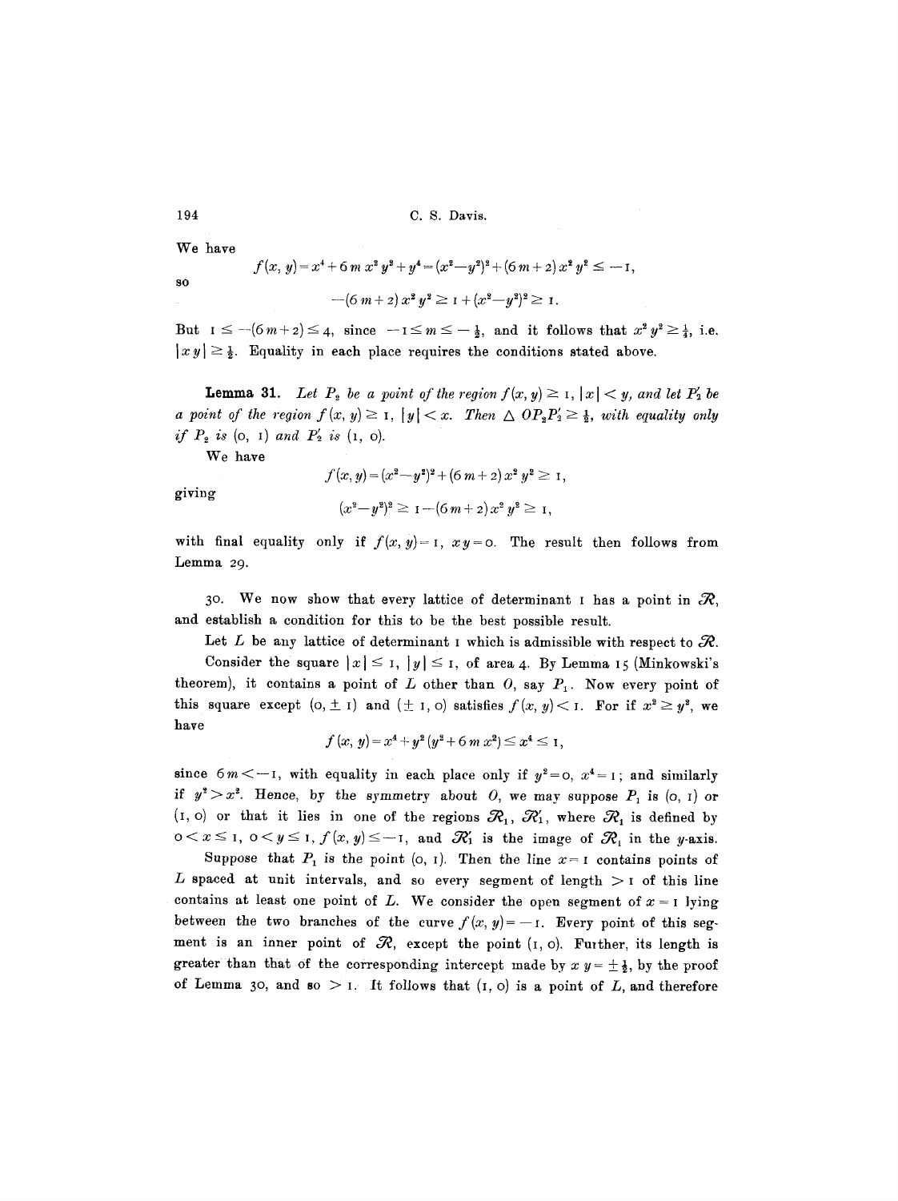We have

$$f(x, y) = x^4 + 6\,m\,x^2 y^2 + y^4 = (x^2 - y^2)^2 + (6\,m + 2)\,x^2 y^2 \leq -1,$$

so

$$-(6\,m + 2)\,x^2 y^2 \geq 1 + (x^2 - y^2)^2 \geq 1.$$

But $1 \leq -(6\,m+2) \leq 4$, since $-1 \leq m \leq -\frac{1}{2}$, and it follows that $x^2 y^2 \geq \frac{1}{4}$, i.e. $|x\,y| \geq \frac{1}{2}$. Equality in each place requires the conditions stated above.

**Lemma 31.** *Let $P_2$ be a point of the region $f(x, y) \geq 1$, $|x| < y$, and let $P_2'$ be a point of the region $f(x, y) \geq 1$, $|y| < x$. Then $\triangle\, O P_2 P_2' \geq \frac{1}{2}$, with equality only if $P_2$ is $(0, 1)$ and $P_2'$ is $(1, 0)$.*

We have

$$f(x, y) = (x^2 - y^2)^2 + (6\,m + 2)\,x^2 y^2 \geq 1,$$

giving

$$(x^2 - y^2)^2 \geq 1 - (6\,m + 2)\,x^2 y^2 \geq 1,$$

with final equality only if $f(x, y) = 1$, $x\,y = 0$. The result then follows from Lemma 29.

30. We now show that every lattice of determinant 1 has a point in $\mathcal{R}$, and establish a condition for this to be the best possible result.

Let $L$ be any lattice of determinant 1 which is admissible with respect to $\mathcal{R}$.

Consider the square $|x| \leq 1$, $|y| \leq 1$, of area 4. By Lemma 15 (Minkowski's theorem), it contains a point of $L$ other than $O$, say $P_1$. Now every point of this square except $(0, \pm 1)$ and $(\pm 1, 0)$ satisfies $f(x, y) < 1$. For if $x^2 \geq y^2$, we have

$$f(x, y) = x^4 + y^2 (y^2 + 6\,m\,x^2) \leq x^4 \leq 1,$$

since $6\,m < -1$, with equality in each place only if $y^2 = 0$, $x^4 = 1$; and similarly if $y^2 > x^2$. Hence, by the symmetry about $O$, we may suppose $P_1$ is $(0, 1)$ or $(1, 0)$ or that it lies in one of the regions $\mathcal{R}_1$, $\mathcal{R}_1'$, where $\mathcal{R}_1$ is defined by $0 < x \leq 1$, $0 < y \leq 1$, $f(x, y) \leq -1$, and $\mathcal{R}_1'$ is the image of $\mathcal{R}_1$ in the $y$-axis.

Suppose that $P_1$ is the point $(0, 1)$. Then the line $x = 1$ contains points of $L$ spaced at unit intervals, and so every segment of length $> 1$ of this line contains at least one point of $L$. We consider the open segment of $x = 1$ lying between the two branches of the curve $f(x, y) = -1$. Every point of this segment is an inner point of $\mathcal{R}$, except the point $(1, 0)$. Further, its length is greater than that of the corresponding intercept made by $x\,y = \pm\frac{1}{2}$, by the proof of Lemma 30, and so $> 1$. It follows that $(1, 0)$ is a point of $L$, and therefore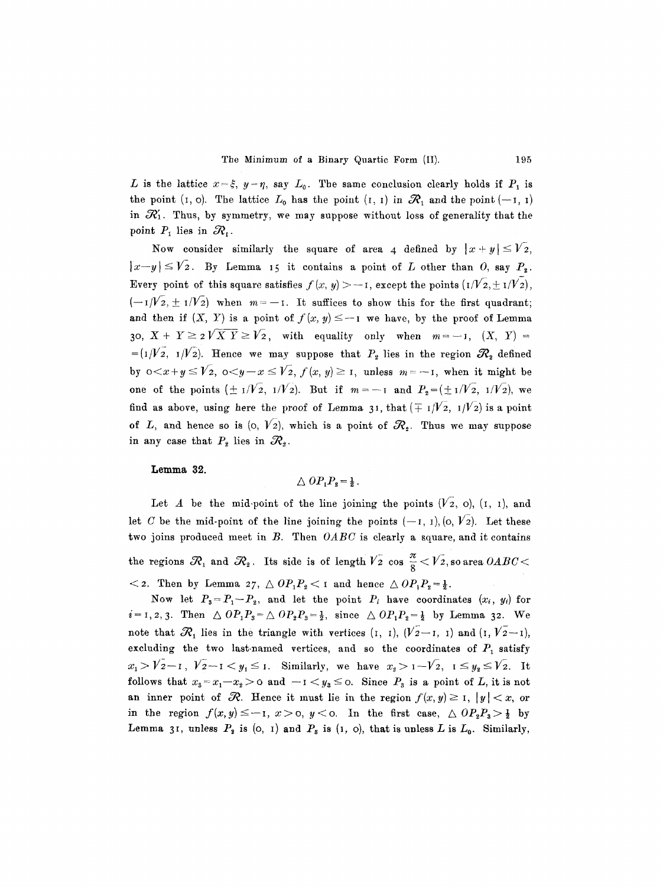$L$ is the lattice $x = \xi$, $y = \eta$, say $L_0$. The same conclusion clearly holds if $P_1$ is the point $(1, 0)$. The lattice $L_0$ has the point $(1, 1)$ in $\mathcal{R}_1$ and the point $(-1, 1)$ in $\mathcal{R}_1'$. Thus, by symmetry, we may suppose without loss of generality that the point $P_1$ lies in $\mathcal{R}_1$.

Now consider similarly the square of area 4 defined by $|x+y| \leq \sqrt{2}$, $|x-y| \leq \sqrt{2}$. By Lemma 15 it contains a point of $L$ other than $O$, say $P_2$. Every point of this square satisfies $f(x, y) > -1$, except the points $(1/\sqrt{2}, \pm 1/\sqrt{2})$, $(-1/\sqrt{2}, \pm 1/\sqrt{2})$ when $m = -1$. It suffices to show this for the first quadrant; and then if $(X, Y)$ is a point of $f(x, y) \leq -1$ we have, by the proof of Lemma 30, $X + Y \geq 2\sqrt{XY} \geq \sqrt{2}$, with equality only when $m = -1$, $(X, Y) = (1/\sqrt{2}, 1/\sqrt{2})$. Hence we may suppose that $P_2$ lies in the region $\mathcal{R}_2$ defined by $0 < x+y \leq \sqrt{2}$, $0 < y-x \leq \sqrt{2}$, $f(x, y) \geq 1$, unless $m = -1$, when it might be one of the points $(\pm 1/\sqrt{2}, 1/\sqrt{2})$. But if $m = -1$ and $P_2 = (\pm 1/\sqrt{2}, 1/\sqrt{2})$, we find as above, using here the proof of Lemma 31, that $(\mp 1/\sqrt{2}, 1/\sqrt{2})$ is a point of $L$, and hence so is $(0, \sqrt{2})$, which is a point of $\mathcal{R}_2$. Thus we may suppose in any case that $P_2$ lies in $\mathcal{R}_2$.

**Lemma 32.**

$$\triangle OP_1P_2 = \tfrac{1}{2}.$$

Let $A$ be the mid-point of the line joining the points $(\sqrt{2}, 0)$, $(1, 1)$, and let $C$ be the mid-point of the line joining the points $(-1, 1)$, $(0, \sqrt{2})$. Let these two joins produced meet in $B$. Then $OABC$ is clearly a square, and it contains the regions $\mathcal{R}_1$ and $\mathcal{R}_2$. Its side is of length $\sqrt{2}\cos\frac{\pi}{8} < \sqrt{2}$, so area $OABC < 2$. Then by Lemma 27, $\triangle OP_1P_2 < 1$ and hence $\triangle OP_1P_2 = \frac{1}{2}$.

Now let $P_3 = P_1 - P_2$, and let the point $P_i$ have coordinates $(x_i, y_i)$ for $i = 1, 2, 3$. Then $\triangle OP_1P_3 = \triangle OP_2P_3 = \frac{1}{2}$, since $\triangle OP_1P_2 = \frac{1}{2}$ by Lemma 32. We note that $\mathcal{R}_1$ lies in the triangle with vertices $(1, 1)$, $(\sqrt{2}-1, 1)$ and $(1, \sqrt{2}-1)$, excluding the two last-named vertices, and so the coordinates of $P_1$ satisfy $x_1 > \sqrt{2}-1$, $\sqrt{2}-1 < y_1 \leq 1$. Similarly, we have $x_2 > 1-\sqrt{2}$, $1 \leq y_2 \leq \sqrt{2}$. It follows that $x_3 = x_1 - x_2 > 0$ and $-1 < y_3 \leq 0$. Since $P_3$ is a point of $L$, it is not an inner point of $\mathcal{R}$. Hence it must lie in the region $f(x, y) \geq 1$, $|y| < x$, or in the region $f(x, y) \leq -1$, $x > 0$, $y < 0$. In the first case, $\triangle OP_2P_3 > \frac{1}{2}$ by Lemma 31, unless $P_2$ is $(0, 1)$ and $P_3$ is $(1, 0)$, that is unless $L$ is $L_0$. Similarly,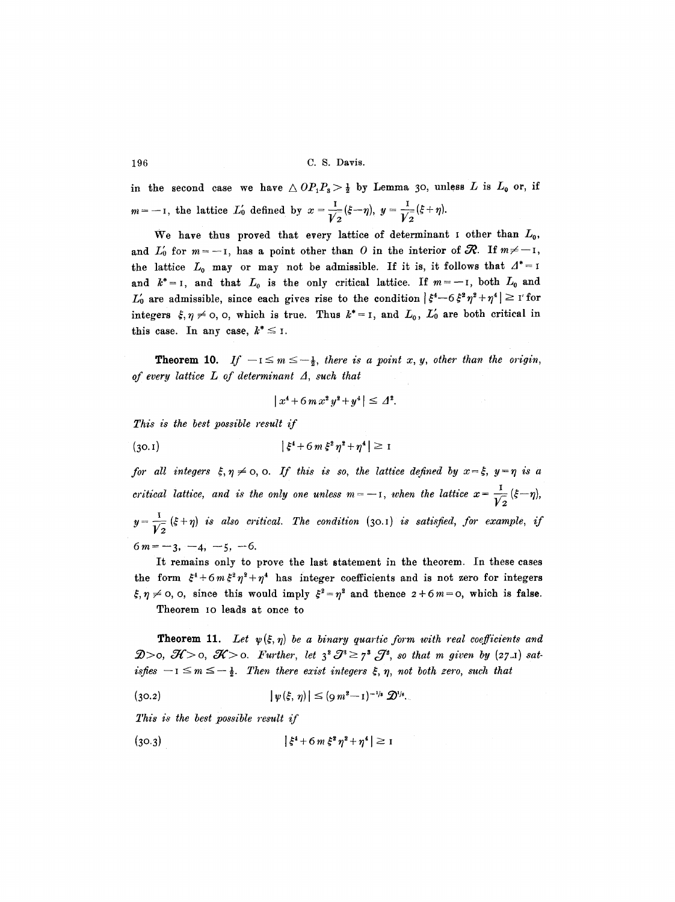in the second case we have $\triangle OP_1P_3 > \frac{1}{2}$ by Lemma 30, unless $L$ is $L_0$ or, if $m = -1$, the lattice $L_0'$ defined by $x = \frac{1}{\sqrt{2}}(\xi - \eta)$, $y = \frac{1}{\sqrt{2}}(\xi + \eta)$.

We have thus proved that every lattice of determinant 1 other than $L_0$, and $L_0'$ for $m = -1$, has a point other than $O$ in the interior of $\mathcal{R}$. If $m \neq -1$, the lattice $L_0$ may or may not be admissible. If it is, it follows that $\Delta^* = 1$ and $k^* = 1$, and that $L_0$ is the only critical lattice. If $m = -1$, both $L_0$ and $L_0'$ are admissible, since each gives rise to the condition $|\xi^4 - 6\xi^2\eta^2 + \eta^4| \geq 1$ for integers $\xi, \eta \neq 0, 0$, which is true. Thus $k^* = 1$, and $L_0$, $L_0'$ are both critical in this case. In any case, $k^* \leq 1$.

**Theorem 10.** *If $-1 \leq m \leq -\frac{1}{2}$, there is a point $x, y$, other than the origin, of every lattice $L$ of determinant $\Delta$, such that*

$$|x^4 + 6mx^2y^2 + y^4| \leq \Delta^2.$$

*This is the best possible result if*

$$(30.1) \qquad |\xi^4 + 6m\xi^2\eta^2 + \eta^4| \geq 1$$

*for all integers $\xi, \eta \neq 0, 0$. If this is so, the lattice defined by $x = \xi$, $y = \eta$ is a critical lattice, and is the only one unless $m = -1$, when the lattice $x = \frac{1}{\sqrt{2}}(\xi - \eta)$, $y = \frac{1}{\sqrt{2}}(\xi + \eta)$ is also critical. The condition (30.1) is satisfied, for example, if $6m = -3, -4, -5, -6$.*

It remains only to prove the last statement in the theorem. In these cases the form $\xi^4 + 6m\xi^2\eta^2 + \eta^4$ has integer coefficients and is not zero for integers $\xi, \eta \neq 0, 0$, since this would imply $\xi^2 = \eta^2$ and thence $2 + 6m = 0$, which is false.

Theorem 10 leads at once to

**Theorem 11.** *Let $\psi(\xi, \eta)$ be a binary quartic form with real coefficients and $\mathfrak{D} > 0$, $\mathcal{H} > 0$, $\mathcal{K} > 0$. Further, let $3^2\mathcal{J}^3 \geq 7^3\mathcal{J}^2$, so that $m$ given by (27.1) satisfies $-1 \leq m \leq -\frac{1}{2}$. Then there exist integers $\xi, \eta$, not both zero, such that*

$$(30.2) \qquad |\psi(\xi, \eta)| \leq (9m^2 - 1)^{-1/6}\,\mathfrak{D}^{1/6}.$$

*This is the best possible result if*

$$(30.3) \qquad |\xi^4 + 6m\xi^2\eta^2 + \eta^4| \geq 1$$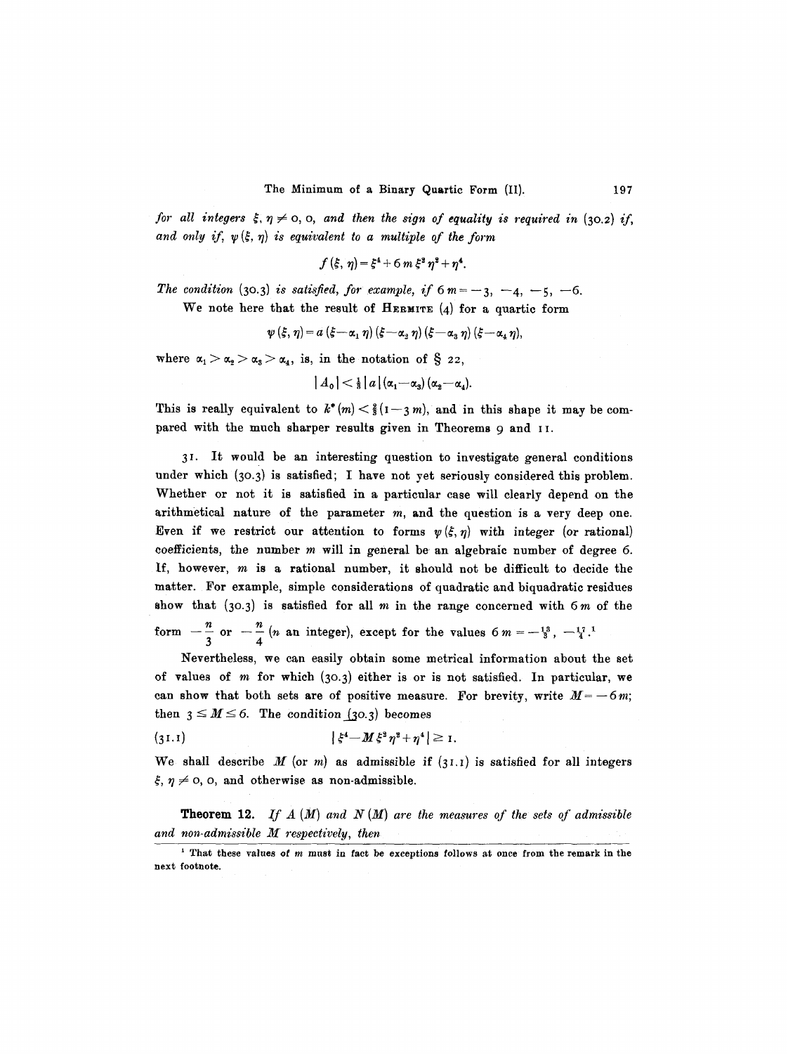*for all integers* $\xi, \eta \neq 0, 0$, *and then the sign of equality is required in* (30.2) *if, and only if,* $\psi(\xi, \eta)$ *is equivalent to a multiple of the form*

$$f(\xi, \eta) = \xi^4 + 6m\xi^2\eta^2 + \eta^4.$$

*The condition* (30.3) *is satisfied, for example, if* $6m = -3, -4, -5, -6$.

We note here that the result of HERMITE (4) for a quartic form

$$\psi(\xi, \eta) = a(\xi - \alpha_1\eta)(\xi - \alpha_2\eta)(\xi - \alpha_3\eta)(\xi - \alpha_4\eta),$$

where $\alpha_1 > \alpha_2 > \alpha_3 > \alpha_4$, is, in the notation of § 22,

$$|A_0| < \tfrac{1}{8}|a|(\alpha_1 - \alpha_3)(\alpha_2 - \alpha_4).$$

This is really equivalent to $k^*(m) < \frac{2}{3}(1 - 3m)$, and in this shape it may be compared with the much sharper results given in Theorems 9 and 11.

31. It would be an interesting question to investigate general conditions under which (30.3) is satisfied; I have not yet seriously considered this problem. Whether or not it is satisfied in a particular case will clearly depend on the arithmetical nature of the parameter $m$, and the question is a very deep one. Even if we restrict our attention to forms $\psi(\xi, \eta)$ with integer (or rational) coefficients, the number $m$ will in general be an algebraic number of degree 6. If, however, $m$ is a rational number, it should not be difficult to decide the matter. For example, simple considerations of quadratic and biquadratic residues show that (30.3) is satisfied for all $m$ in the range concerned with $6m$ of the form $-\frac{n}{3}$ or $-\frac{n}{4}$ ($n$ an integer), except for the values $6m = -\frac{13}{3}, -\frac{17}{4}$.[1]

Nevertheless, we can easily obtain some metrical information about the set of values of $m$ for which (30.3) either is or is not satisfied. In particular, we can show that both sets are of positive measure. For brevity, write $M = -6m$; then $3 \leq M \leq 6$. The condition (30.3) becomes

$$(31.1) \qquad |\xi^4 - M\xi^2\eta^2 + \eta^4| \geq 1.$$

We shall describe $M$ (or $m$) as admissible if (31.1) is satisfied for all integers $\xi, \eta \neq 0, 0$, and otherwise as non-admissible.

**Theorem 12.** *If* $A(M)$ *and* $N(M)$ *are the measures of the sets of admissible and non-admissible* $M$ *respectively, then*

[1] That these values of $m$ must in fact be exceptions follows at once from the remark in the next footnote.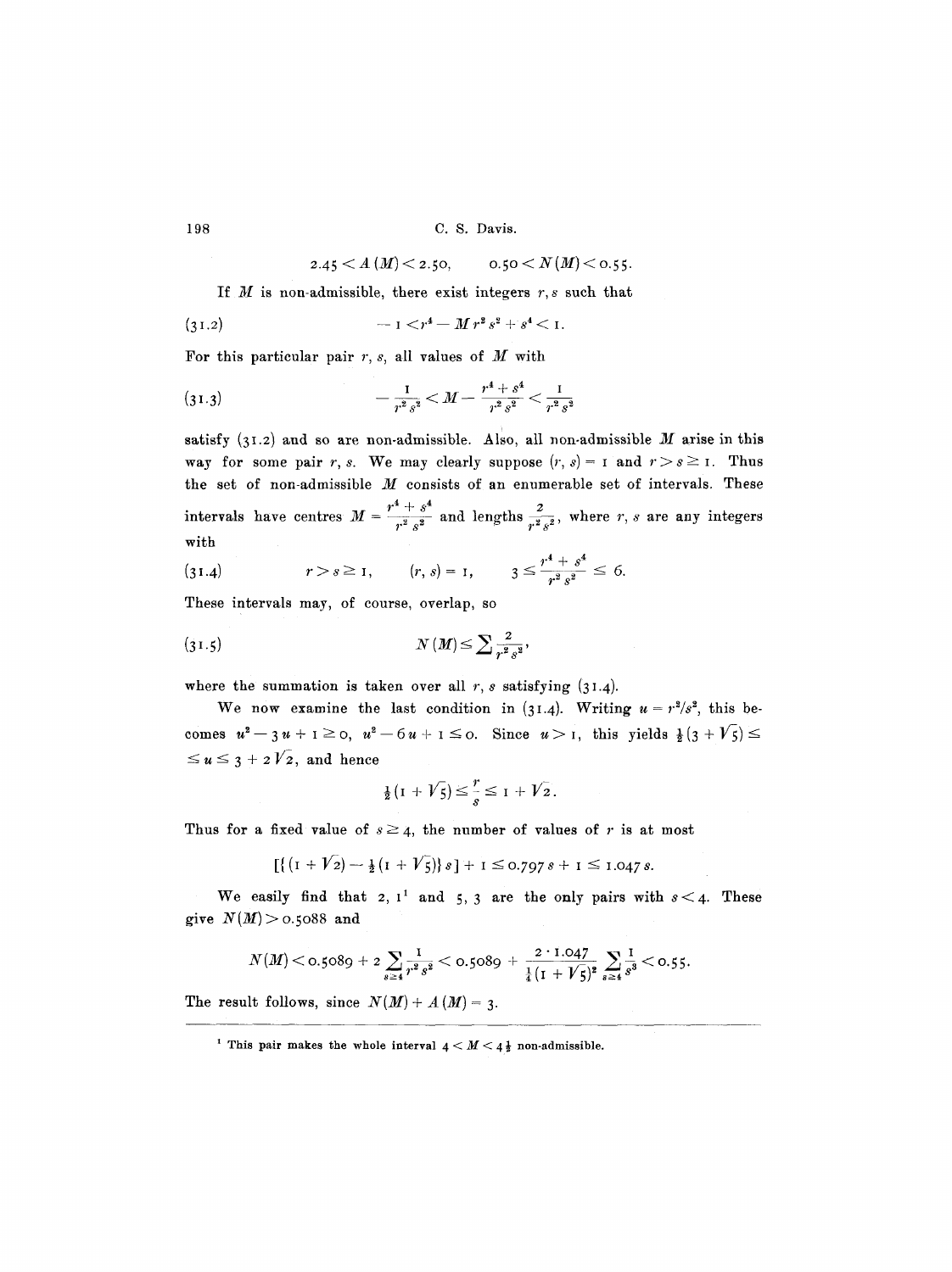$$2.45 < A(M) < 2.50, \qquad 0.50 < N(M) < 0.55.$$

If $M$ is non-admissible, there exist integers $r, s$ such that

$$(31.2) \qquad -1 < r^4 - M r^2 s^2 + s^4 < 1.$$

For this particular pair $r, s$, all values of $M$ with

$$(31.3) \qquad -\frac{1}{r^2 s^2} < M - \frac{r^4 + s^4}{r^2 s^2} < \frac{1}{r^2 s^2}$$

satisfy (31.2) and so are non-admissible. Also, all non-admissible $M$ arise in this way for some pair $r, s$. We may clearly suppose $(r, s) = 1$ and $r > s \geq 1$. Thus the set of non-admissible $M$ consists of an enumerable set of intervals. These intervals have centres $M = \frac{r^4 + s^4}{r^2 s^2}$ and lengths $\frac{2}{r^2 s^2}$, where $r, s$ are any integers with

$$(31.4) \qquad r > s \geq 1, \qquad (r, s) = 1, \qquad 3 \leq \frac{r^4 + s^4}{r^2 s^2} \leq 6.$$

These intervals may, of course, overlap, so

$$(31.5) \qquad N(M) \leq \sum \frac{2}{r^2 s^2},$$

where the summation is taken over all $r, s$ satisfying (31.4).

We now examine the last condition in (31.4). Writing $u = r^2/s^2$, this becomes $u^2 - 3u + 1 \geq 0$, $u^2 - 6u + 1 \leq 0$. Since $u > 1$, this yields $\frac{1}{2}(3 + \sqrt{5}) \leq u \leq 3 + 2\sqrt{2}$, and hence

$$\tfrac{1}{2}(1 + \sqrt{5}) \leq \frac{r}{s} \leq 1 + \sqrt{2}.$$

Thus for a fixed value of $s \geq 4$, the number of values of $r$ is at most

$$[\{(1 + \sqrt{2}) - \tfrac{1}{2}(1 + \sqrt{5})\} s] + 1 \leq 0.797 s + 1 \leq 1.047 s.$$

We easily find that $2, 1$[1] and $5, 3$ are the only pairs with $s < 4$. These give $N(M) > 0.5088$ and

$$N(M) < 0.5089 + 2 \sum_{s \geq 4} \frac{1}{r^2 s^2} < 0.5089 + \frac{2 \cdot 1.047}{\frac{1}{4}(1 + \sqrt{5})^2} \sum_{s \geq 4} \frac{1}{s^3} < 0.55.$$

The result follows, since $N(M) + A(M) = 3$.

---

[1] This pair makes the whole interval $4 < M < 4\frac{1}{2}$ non-admissible.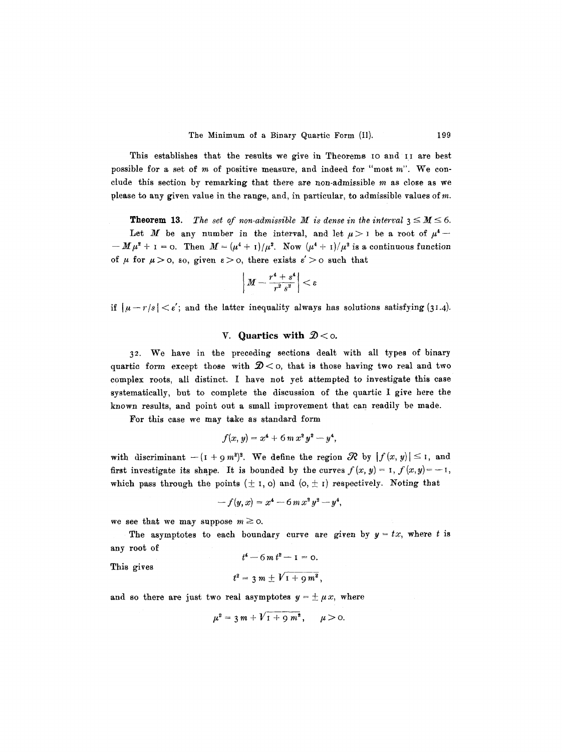This establishes that the results we give in Theorems 10 and 11 are best possible for a set of $m$ of positive measure, and indeed for "most $m$". We conclude this section by remarking that there are non-admissible $m$ as close as we please to any given value in the range, and, in particular, to admissible values of $m$.

**Theorem 13.** *The set of non-admissible $M$ is dense in the interval $3 \leq M \leq 6$.*

Let $M$ be any number in the interval, and let $\mu > 1$ be a root of $\mu^4 - M\mu^2 + 1 = 0$. Then $M = (\mu^4 + 1)/\mu^2$. Now $(\mu^4 + 1)/\mu^2$ is a continuous function of $\mu$ for $\mu > 0$, so, given $\varepsilon > 0$, there exists $\varepsilon' > 0$ such that

$$\left| M - \frac{r^4 + s^4}{r^2 s^2} \right| < \varepsilon$$

if $|\mu - r/s| < \varepsilon'$; and the latter inequality always has solutions satisfying (31.4).

## V. Quartics with $\mathfrak{D} < 0$.

32. We have in the preceding sections dealt with all types of binary quartic form except those with $\mathfrak{D} < 0$, that is those having two real and two complex roots, all distinct. I have not yet attempted to investigate this case systematically, but to complete the discussion of the quartic I give here the known results, and point out a small improvement that can readily be made.

For this case we may take as standard form

$$f(x, y) = x^4 + 6\, m\, x^2 y^2 - y^4,$$

with discriminant $-(1 + 9\, m^2)^2$. We define the region $\mathcal{R}$ by $|f(x, y)| \leq 1$, and first investigate its shape. It is bounded by the curves $f(x, y) = 1$, $f(x, y) = -1$, which pass through the points $(\pm 1, 0)$ and $(0, \pm 1)$ respectively. Noting that

$$-f(y, x) = x^4 - 6\, m\, x^2 y^2 - y^4,$$

we see that we may suppose $m \geq 0$.

The asymptotes to each boundary curve are given by $y = tx$, where $t$ is any root of

$$t^4 - 6\, m\, t^2 - 1 = 0.$$

This gives

$$t^2 = 3\, m \pm \sqrt{1 + 9\, m^2},$$

and so there are just two real asymptotes $y = \pm \mu x$, where

$$\mu^2 = 3\, m + \sqrt{1 + 9\, m^2}, \qquad \mu > 0.$$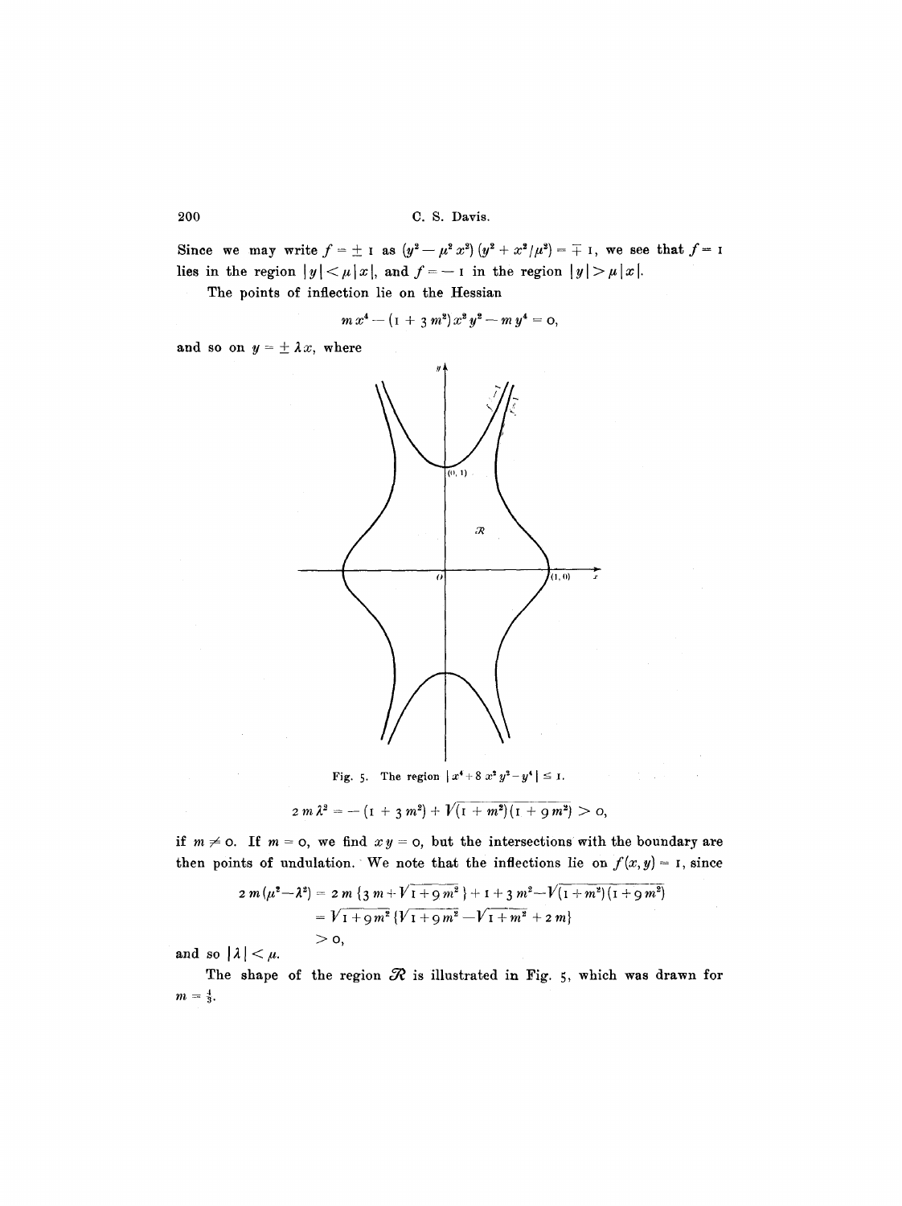Since we may write $f = \pm 1$ as $(y^2 - \mu^2 x^2)(y^2 + x^2/\mu^2) = \mp 1$, we see that $f = 1$ lies in the region $|y| < \mu |x|$, and $f = -1$ in the region $|y| > \mu |x|$.

The points of inflection lie on the Hessian

$$m x^4 - (1 + 3 m^2) x^2 y^2 - m y^4 = 0,$$

and so on $y = \pm \lambda x$, where

Fig. 5. The region $|x^4 + 8 x^2 y^2 - y^4| \leq 1$.

$$2 m \lambda^2 = -(1 + 3 m^2) + \sqrt{(1 + m^2)(1 + 9 m^2)} > 0,$$

if $m \neq 0$. If $m = 0$, we find $xy = 0$, but the intersections with the boundary are then points of undulation. We note that the inflections lie on $f(x, y) = 1$, since

$$\begin{aligned} 2 m (\mu^2 - \lambda^2) &= 2 m \{3 m + \sqrt{1 + 9 m^2}\} + 1 + 3 m^2 - \sqrt{(1 + m^2)(1 + 9 m^2)} \\ &= \sqrt{1 + 9 m^2} \{\sqrt{1 + 9 m^2} - \sqrt{1 + m^2} + 2 m\} \\ &> 0, \end{aligned}$$

and so $|\lambda| < \mu$.

The shape of the region $\mathcal{R}$ is illustrated in Fig. 5, which was drawn for $m = \frac{1}{3}$.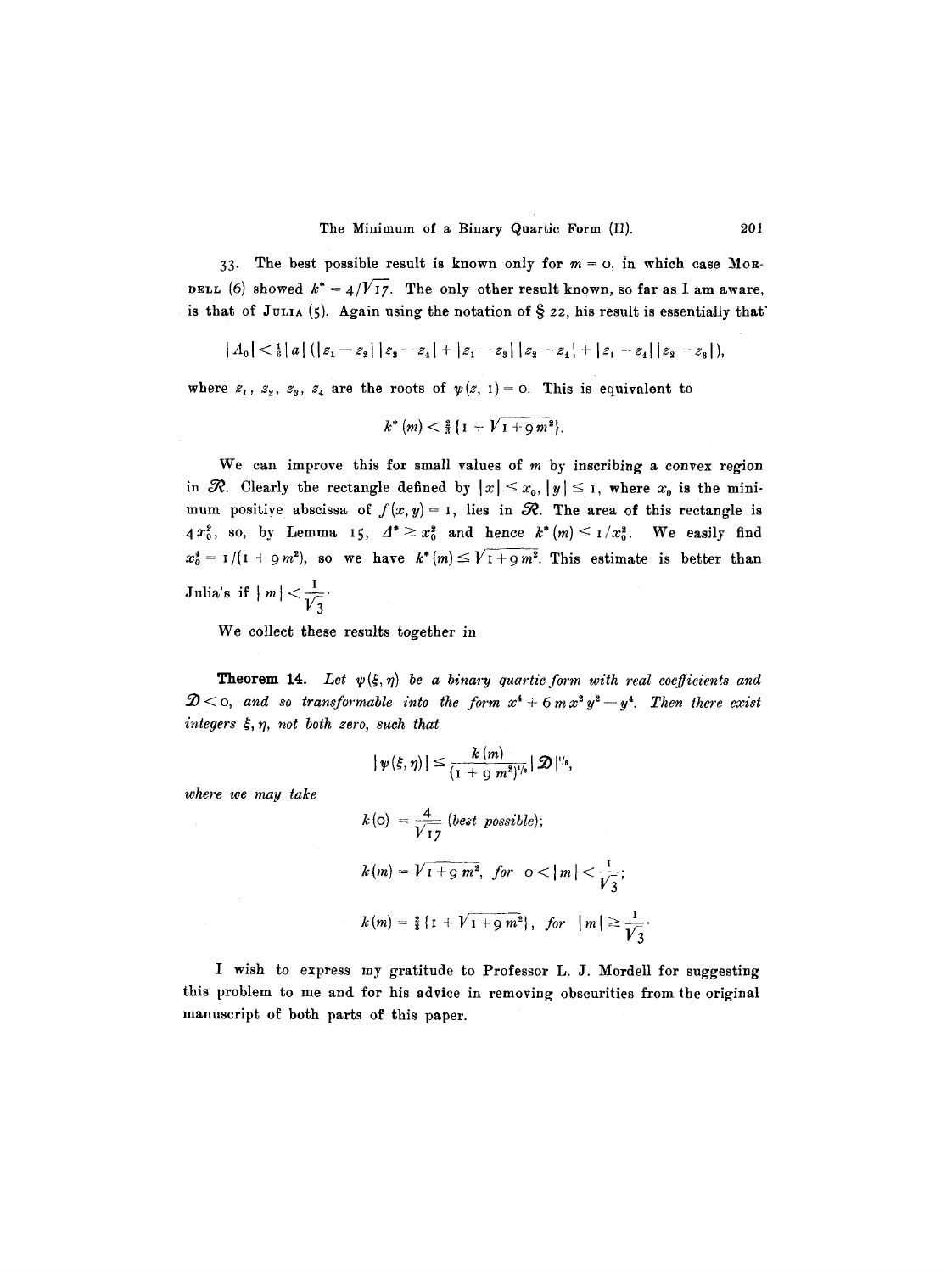33. The best possible result is known only for $m = 0$, in which case MORDELL (6) showed $k^* = 4/\sqrt{17}$. The only other result known, so far as I am aware, is that of JULIA (5). Again using the notation of § 22, his result is essentially that

$$|A_0| < \tfrac{1}{6}|a|\,(|z_1 - z_2|\,|z_3 - z_4| + |z_1 - z_3|\,|z_2 - z_4| + |z_1 - z_4|\,|z_2 - z_3|),$$

where $z_1, z_2, z_3, z_4$ are the roots of $\psi(z, 1) = 0$. This is equivalent to

$$k^*(m) < \tfrac{2}{3}\{1 + \sqrt{1 + 9m^2}\}.$$

We can improve this for small values of $m$ by inscribing a convex region in $\mathcal{R}$. Clearly the rectangle defined by $|x| \le x_0$, $|y| \le 1$, where $x_0$ is the minimum positive abscissa of $f(x, y) = 1$, lies in $\mathcal{R}$. The area of this rectangle is $4x_0^2$, so, by Lemma 15, $\Delta^* \ge x_0^2$ and hence $k^*(m) \le 1/x_0^2$. We easily find $x_0^4 = 1/(1 + 9m^2)$, so we have $k^*(m) \le \sqrt{1 + 9m^2}$. This estimate is better than Julia's if $|m| < \dfrac{1}{\sqrt{3}}$.

We collect these results together in

**Theorem 14.** *Let $\psi(\xi, \eta)$ be a binary quartic form with real coefficients and $\mathfrak{D} < 0$, and so transformable into the form $x^4 + 6mx^2y^2 - y^4$. Then there exist integers $\xi, \eta$, not both zero, such that*

$$|\psi(\xi, \eta)| \le \frac{k(m)}{(1 + 9m^2)^{1/6}}\,|\mathfrak{D}|^{1/6},$$

*where we may take*

$$k(0) = \frac{4}{\sqrt{17}} \text{ (best possible);}$$

$$k(m) = \sqrt{1 + 9m^2}, \text{ for } 0 < |m| < \frac{1}{\sqrt{3}};$$

$$k(m) = \tfrac{2}{3}\{1 + \sqrt{1 + 9m^2}\}, \text{ for } |m| \ge \frac{1}{\sqrt{3}}.$$

I wish to express my gratitude to Professor L. J. Mordell for suggesting this problem to me and for his advice in removing obscurities from the original manuscript of both parts of this paper.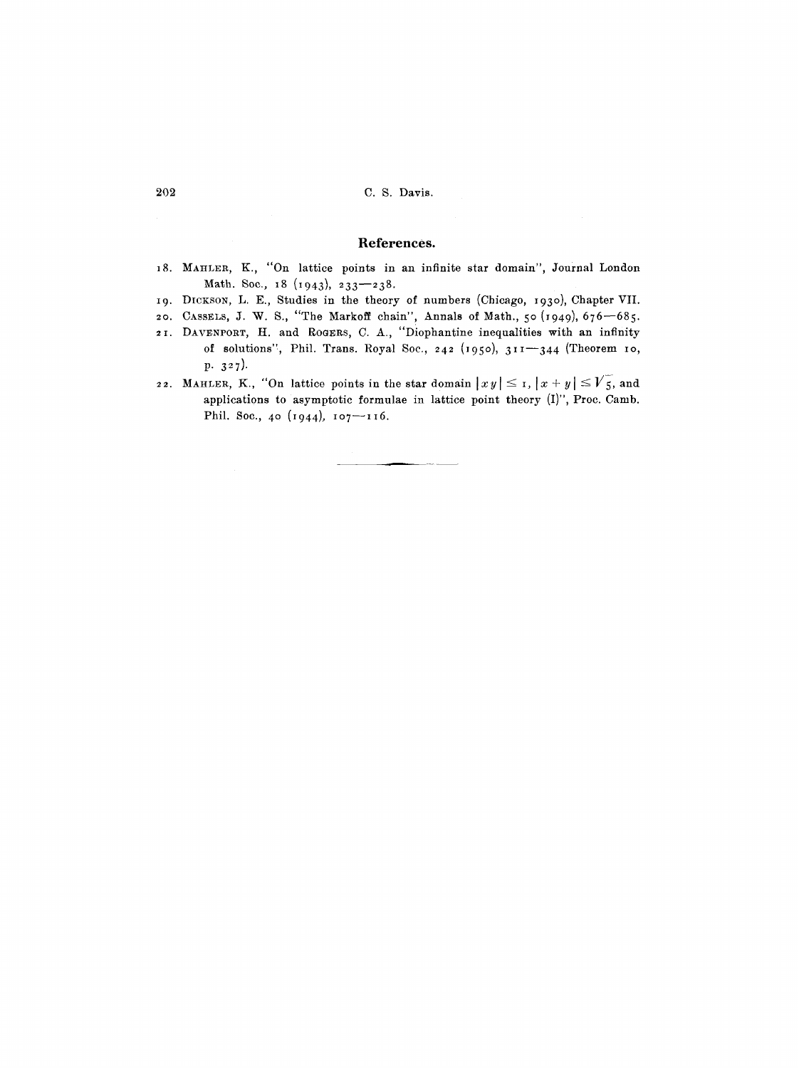## References.

18. MAHLER, K., "On lattice points in an infinite star domain", Journal London Math. Soc., 18 (1943), 233—238.
19. DICKSON, L. E., Studies in the theory of numbers (Chicago, 1930), Chapter VII.
20. CASSELS, J. W. S., "The Markoff chain", Annals of Math., 50 (1949), 676—685.
21. DAVENPORT, H. and ROGERS, C. A., "Diophantine inequalities with an infinity of solutions", Phil. Trans. Royal Soc., 242 (1950), 311—344 (Theorem 10, p. 327).
22. MAHLER, K., "On lattice points in the star domain $|xy| \leq 1$, $|x+y| \leq \sqrt{5}$, and applications to asymptotic formulae in lattice point theory (I)", Proc. Camb. Phil. Soc., 40 (1944), 107—116.